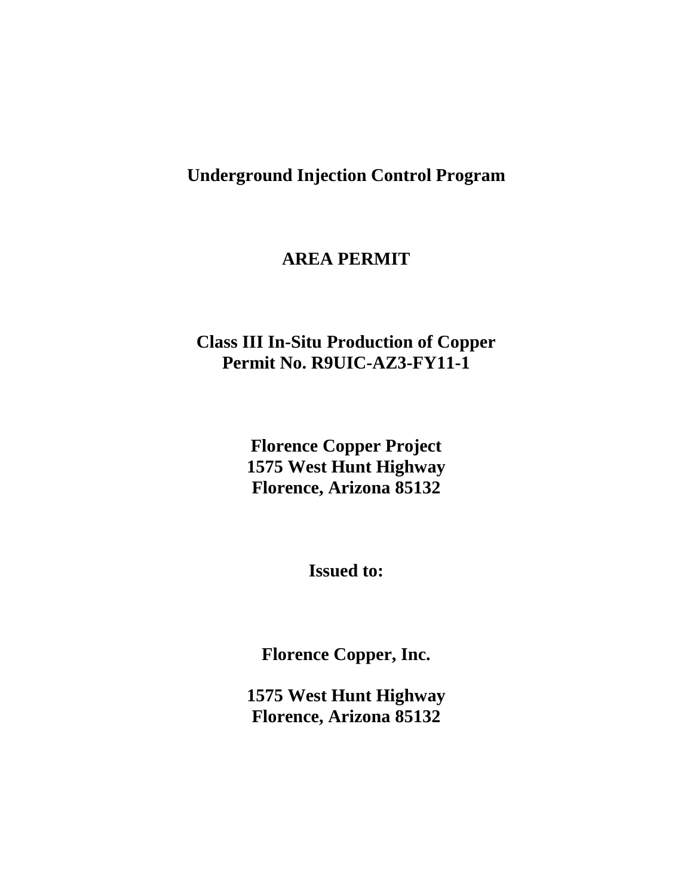# Underground Injection Control Program

## AREA PERMIT

## Class III In-Situ Production of Copper
## Permit No. R9UIC-AZ3-FY11-1

**Florence Copper Project**
**1575 West Hunt Highway**
**Florence, Arizona 85132**

**Issued to:**

**Florence Copper, Inc.**

**1575 West Hunt Highway**
**Florence, Arizona 85132**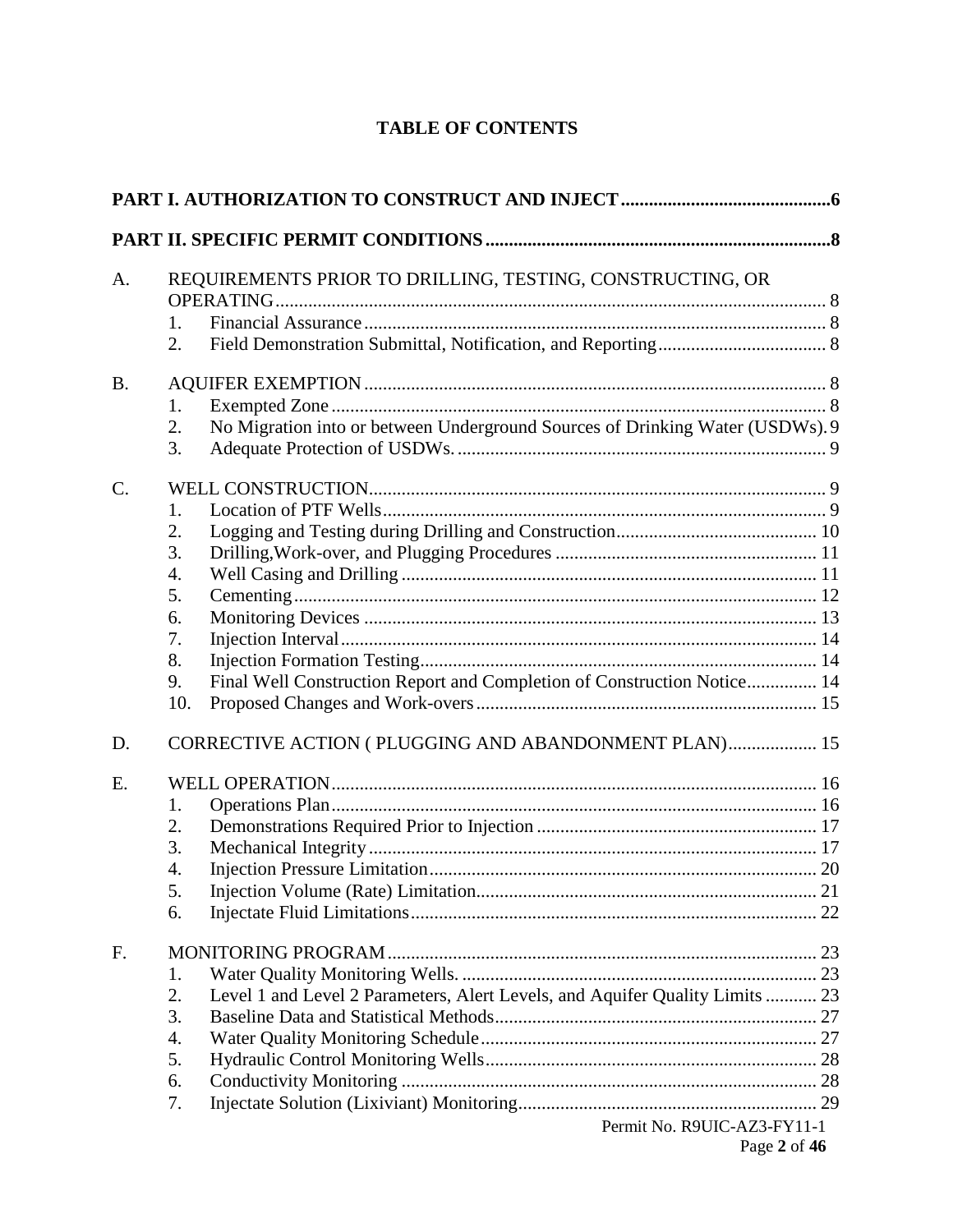# TABLE OF CONTENTS

**PART I. AUTHORIZATION TO CONSTRUCT AND INJECT** ............................................ **6**

**PART II. SPECIFIC PERMIT CONDITIONS** ........................................................................ **8**

A. REQUIREMENTS PRIOR TO DRILLING, TESTING, CONSTRUCTING, OR OPERATING ..................................................................................................................... 8
   1. Financial Assurance ................................................................................................. 8
   2. Field Demonstration Submittal, Notification, and Reporting .................................... 8

B. AQUIFER EXEMPTION ................................................................................................. 8
   1. Exempted Zone ........................................................................................................ 8
   2. No Migration into or between Underground Sources of Drinking Water (USDWs). 9
   3. Adequate Protection of USDWs. .............................................................................. 9

C. WELL CONSTRUCTION................................................................................................ 9
   1. Location of PTF Wells.............................................................................................. 9
   2. Logging and Testing during Drilling and Construction........................................... 10
   3. Drilling,Work-over, and Plugging Procedures ....................................................... 11
   4. Well Casing and Drilling ........................................................................................ 11
   5. Cementing.............................................................................................................. 12
   6. Monitoring Devices ................................................................................................ 13
   7. Injection Interval..................................................................................................... 14
   8. Injection Formation Testing.................................................................................... 14
   9. Final Well Construction Report and Completion of Construction Notice............... 14
   10. Proposed Changes and Work-overs........................................................................ 15

D. CORRECTIVE ACTION ( PLUGGING AND ABANDONMENT PLAN)................... 15

E. WELL OPERATION...................................................................................................... 16
   1. Operations Plan...................................................................................................... 16
   2. Demonstrations Required Prior to Injection ........................................................... 17
   3. Mechanical Integrity............................................................................................... 17
   4. Injection Pressure Limitation.................................................................................. 20
   5. Injection Volume (Rate) Limitation........................................................................ 21
   6. Injectate Fluid Limitations...................................................................................... 22

F. MONITORING PROGRAM........................................................................................... 23
   1. Water Quality Monitoring Wells. ........................................................................... 23
   2. Level 1 and Level 2 Parameters, Alert Levels, and Aquifer Quality Limits ........... 23
   3. Baseline Data and Statistical Methods.................................................................... 27
   4. Water Quality Monitoring Schedule....................................................................... 27
   5. Hydraulic Control Monitoring Wells...................................................................... 28
   6. Conductivity Monitoring ........................................................................................ 28
   7. Injectate Solution (Lixiviant) Monitoring............................................................... 29

Permit No. R9UIC-AZ3-FY11-1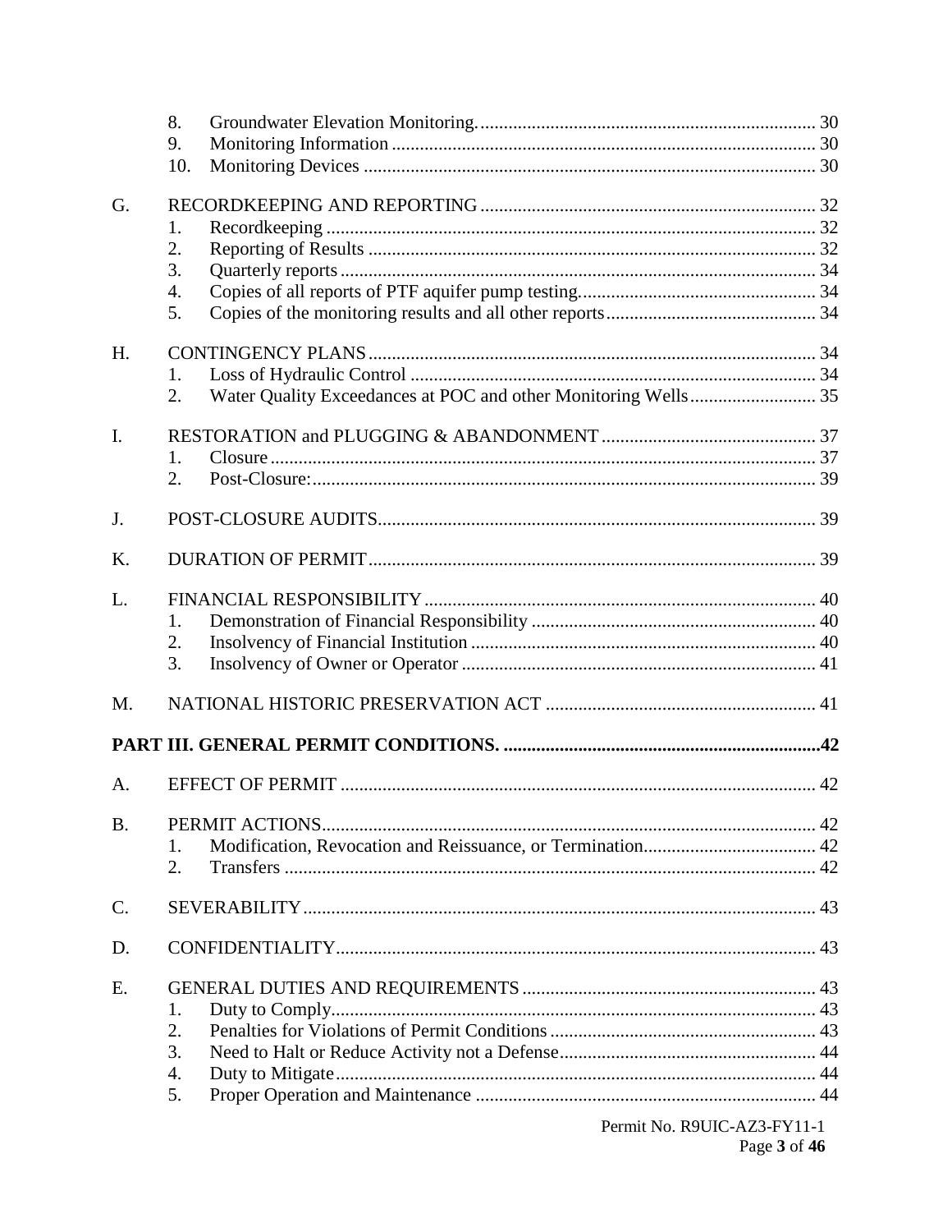8. Groundwater Elevation Monitoring. 30
9. Monitoring Information 30
10. Monitoring Devices 30

G. RECORDKEEPING AND REPORTING 32
1. Recordkeeping 32
2. Reporting of Results 32
3. Quarterly reports 34
4. Copies of all reports of PTF aquifer pump testing. 34
5. Copies of the monitoring results and all other reports 34

H. CONTINGENCY PLANS 34
1. Loss of Hydraulic Control 34
2. Water Quality Exceedances at POC and other Monitoring Wells 35

I. RESTORATION and PLUGGING & ABANDONMENT 37
1. Closure 37
2. Post-Closure: 39

J. POST-CLOSURE AUDITS 39

K. DURATION OF PERMIT 39

L. FINANCIAL RESPONSIBILITY 40
1. Demonstration of Financial Responsibility 40
2. Insolvency of Financial Institution 40
3. Insolvency of Owner or Operator 41

M. NATIONAL HISTORIC PRESERVATION ACT 41

**PART III. GENERAL PERMIT CONDITIONS. 42**

A. EFFECT OF PERMIT 42

B. PERMIT ACTIONS 42
1. Modification, Revocation and Reissuance, or Termination 42
2. Transfers 42

C. SEVERABILITY 43

D. CONFIDENTIALITY 43

E. GENERAL DUTIES AND REQUIREMENTS 43
1. Duty to Comply 43
2. Penalties for Violations of Permit Conditions 43
3. Need to Halt or Reduce Activity not a Defense 44
4. Duty to Mitigate 44
5. Proper Operation and Maintenance 44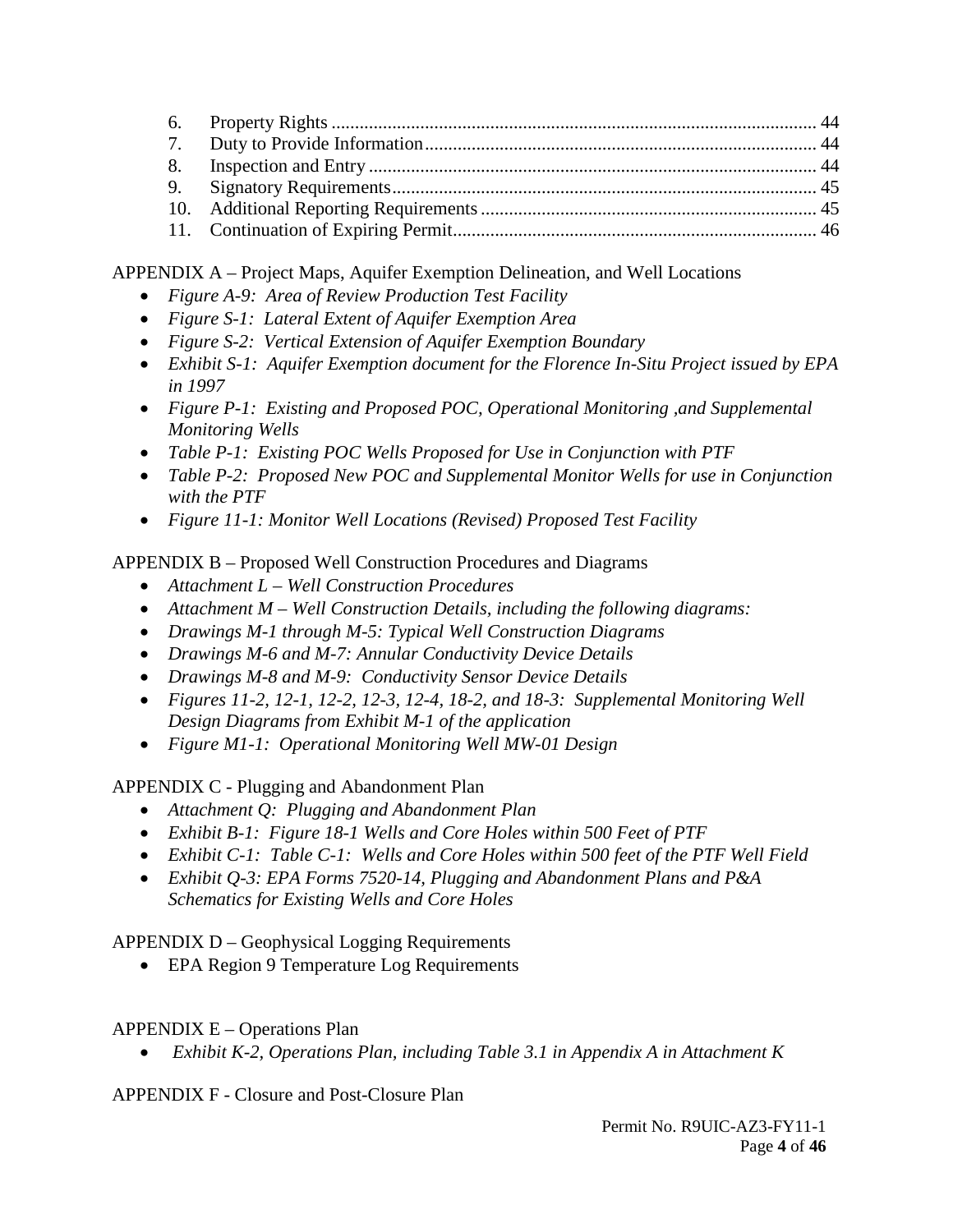6. Property Rights ........................................................................................................ 44
7. Duty to Provide Information.................................................................................... 44
8. Inspection and Entry ................................................................................................ 44
9. Signatory Requirements........................................................................................... 45
10. Additional Reporting Requirements ........................................................................ 45
11. Continuation of Expiring Permit.............................................................................. 46

APPENDIX A – Project Maps, Aquifer Exemption Delineation, and Well Locations

- *Figure A-9: Area of Review Production Test Facility*
- *Figure S-1: Lateral Extent of Aquifer Exemption Area*
- *Figure S-2: Vertical Extension of Aquifer Exemption Boundary*
- *Exhibit S-1: Aquifer Exemption document for the Florence In-Situ Project issued by EPA in 1997*
- *Figure P-1: Existing and Proposed POC, Operational Monitoring ,and Supplemental Monitoring Wells*
- *Table P-1: Existing POC Wells Proposed for Use in Conjunction with PTF*
- *Table P-2: Proposed New POC and Supplemental Monitor Wells for use in Conjunction with the PTF*
- *Figure 11-1: Monitor Well Locations (Revised) Proposed Test Facility*

APPENDIX B – Proposed Well Construction Procedures and Diagrams

- *Attachment L – Well Construction Procedures*
- *Attachment M – Well Construction Details, including the following diagrams:*
- *Drawings M-1 through M-5: Typical Well Construction Diagrams*
- *Drawings M-6 and M-7: Annular Conductivity Device Details*
- *Drawings M-8 and M-9: Conductivity Sensor Device Details*
- *Figures 11-2, 12-1, 12-2, 12-3, 12-4, 18-2, and 18-3: Supplemental Monitoring Well Design Diagrams from Exhibit M-1 of the application*
- *Figure M1-1: Operational Monitoring Well MW-01 Design*

APPENDIX C - Plugging and Abandonment Plan

- *Attachment Q: Plugging and Abandonment Plan*
- *Exhibit B-1: Figure 18-1 Wells and Core Holes within 500 Feet of PTF*
- *Exhibit C-1: Table C-1: Wells and Core Holes within 500 feet of the PTF Well Field*
- *Exhibit Q-3: EPA Forms 7520-14, Plugging and Abandonment Plans and P&A Schematics for Existing Wells and Core Holes*

APPENDIX D – Geophysical Logging Requirements

- EPA Region 9 Temperature Log Requirements

APPENDIX E – Operations Plan

- *Exhibit K-2, Operations Plan, including Table 3.1 in Appendix A in Attachment K*

APPENDIX F - Closure and Post-Closure Plan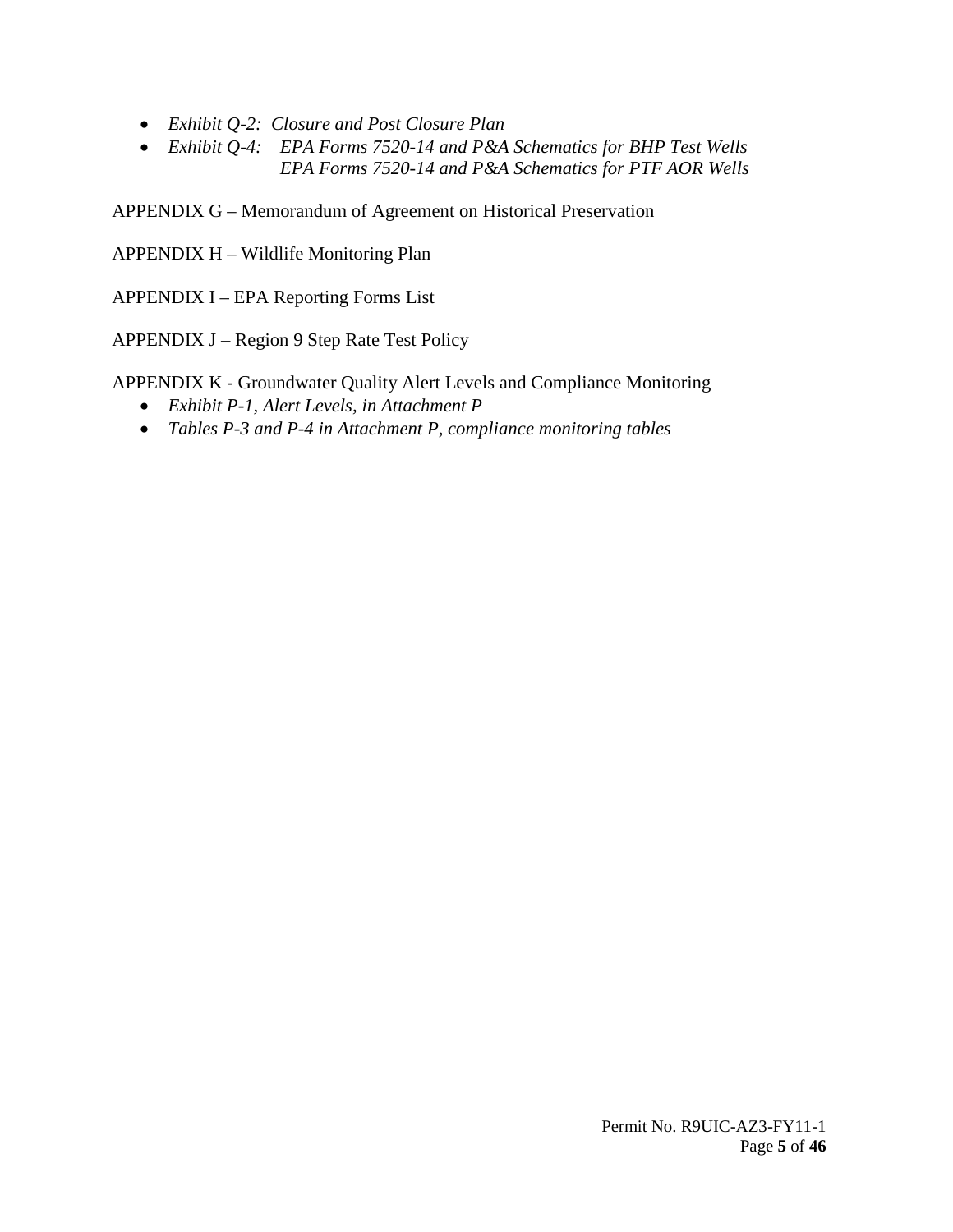- *Exhibit Q-2: Closure and Post Closure Plan*
- *Exhibit Q-4: EPA Forms 7520-14 and P&A Schematics for BHP Test Wells*
  *EPA Forms 7520-14 and P&A Schematics for PTF AOR Wells*

APPENDIX G – Memorandum of Agreement on Historical Preservation

APPENDIX H – Wildlife Monitoring Plan

APPENDIX I – EPA Reporting Forms List

APPENDIX J – Region 9 Step Rate Test Policy

APPENDIX K - Groundwater Quality Alert Levels and Compliance Monitoring

- *Exhibit P-1, Alert Levels, in Attachment P*
- *Tables P-3 and P-4 in Attachment P, compliance monitoring tables*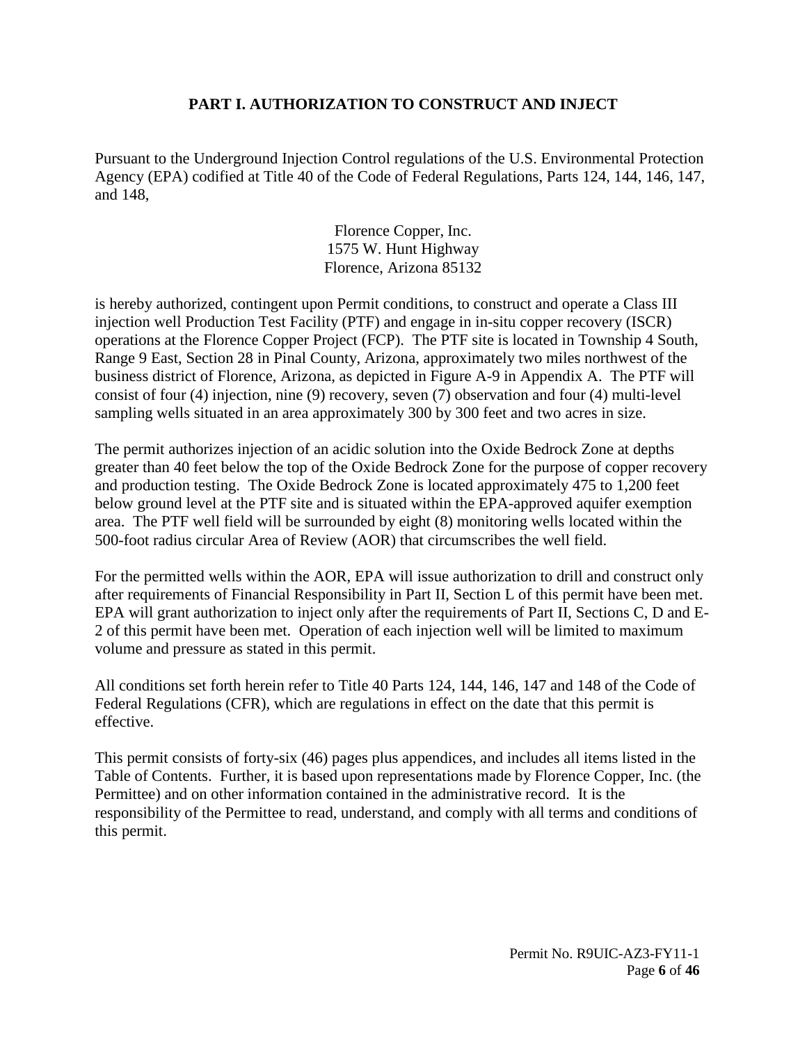## PART I. AUTHORIZATION TO CONSTRUCT AND INJECT

Pursuant to the Underground Injection Control regulations of the U.S. Environmental Protection Agency (EPA) codified at Title 40 of the Code of Federal Regulations, Parts 124, 144, 146, 147, and 148,

Florence Copper, Inc.
1575 W. Hunt Highway
Florence, Arizona 85132

is hereby authorized, contingent upon Permit conditions, to construct and operate a Class III injection well Production Test Facility (PTF) and engage in in-situ copper recovery (ISCR) operations at the Florence Copper Project (FCP). The PTF site is located in Township 4 South, Range 9 East, Section 28 in Pinal County, Arizona, approximately two miles northwest of the business district of Florence, Arizona, as depicted in Figure A-9 in Appendix A. The PTF will consist of four (4) injection, nine (9) recovery, seven (7) observation and four (4) multi-level sampling wells situated in an area approximately 300 by 300 feet and two acres in size.

The permit authorizes injection of an acidic solution into the Oxide Bedrock Zone at depths greater than 40 feet below the top of the Oxide Bedrock Zone for the purpose of copper recovery and production testing. The Oxide Bedrock Zone is located approximately 475 to 1,200 feet below ground level at the PTF site and is situated within the EPA-approved aquifer exemption area. The PTF well field will be surrounded by eight (8) monitoring wells located within the 500-foot radius circular Area of Review (AOR) that circumscribes the well field.

For the permitted wells within the AOR, EPA will issue authorization to drill and construct only after requirements of Financial Responsibility in Part II, Section L of this permit have been met. EPA will grant authorization to inject only after the requirements of Part II, Sections C, D and E-2 of this permit have been met. Operation of each injection well will be limited to maximum volume and pressure as stated in this permit.

All conditions set forth herein refer to Title 40 Parts 124, 144, 146, 147 and 148 of the Code of Federal Regulations (CFR), which are regulations in effect on the date that this permit is effective.

This permit consists of forty-six (46) pages plus appendices, and includes all items listed in the Table of Contents. Further, it is based upon representations made by Florence Copper, Inc. (the Permittee) and on other information contained in the administrative record. It is the responsibility of the Permittee to read, understand, and comply with all terms and conditions of this permit.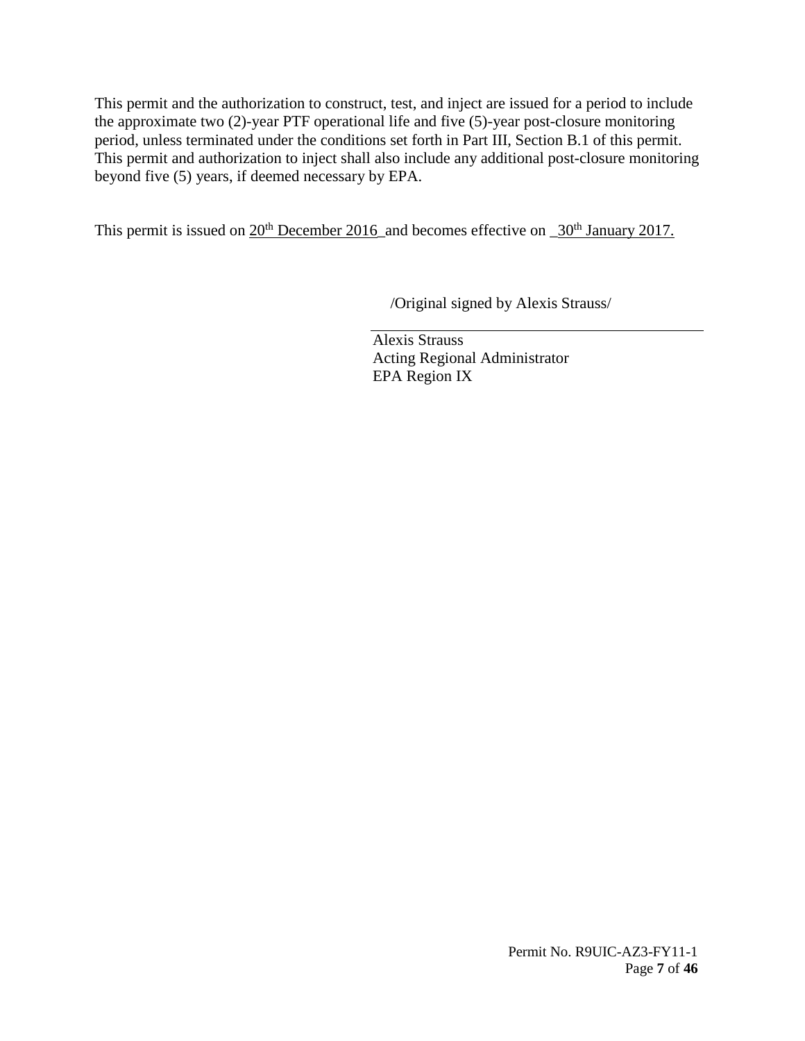This permit and the authorization to construct, test, and inject are issued for a period to include the approximate two (2)-year PTF operational life and five (5)-year post-closure monitoring period, unless terminated under the conditions set forth in Part III, Section B.1 of this permit. This permit and authorization to inject shall also include any additional post-closure monitoring beyond five (5) years, if deemed necessary by EPA.

This permit is issued on 20th December 2016 and becomes effective on 30th January 2017.

/Original signed by Alexis Strauss/

Alexis Strauss
Acting Regional Administrator
EPA Region IX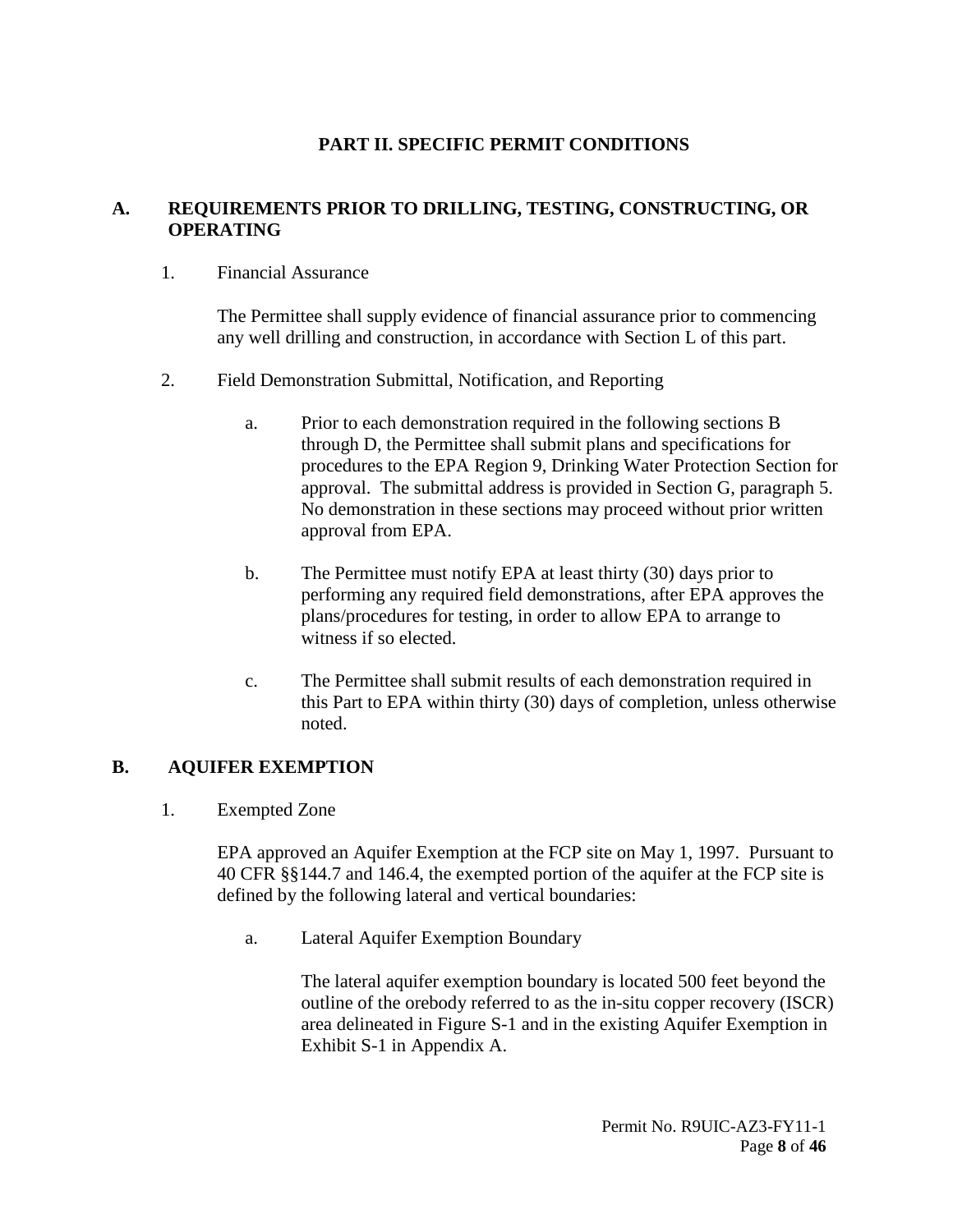# PART II. SPECIFIC PERMIT CONDITIONS

## A. REQUIREMENTS PRIOR TO DRILLING, TESTING, CONSTRUCTING, OR OPERATING

1. Financial Assurance

   The Permittee shall supply evidence of financial assurance prior to commencing any well drilling and construction, in accordance with Section L of this part.

2. Field Demonstration Submittal, Notification, and Reporting

   a. Prior to each demonstration required in the following sections B through D, the Permittee shall submit plans and specifications for procedures to the EPA Region 9, Drinking Water Protection Section for approval. The submittal address is provided in Section G, paragraph 5. No demonstration in these sections may proceed without prior written approval from EPA.

   b. The Permittee must notify EPA at least thirty (30) days prior to performing any required field demonstrations, after EPA approves the plans/procedures for testing, in order to allow EPA to arrange to witness if so elected.

   c. The Permittee shall submit results of each demonstration required in this Part to EPA within thirty (30) days of completion, unless otherwise noted.

## B. AQUIFER EXEMPTION

1. Exempted Zone

   EPA approved an Aquifer Exemption at the FCP site on May 1, 1997. Pursuant to 40 CFR §§144.7 and 146.4, the exempted portion of the aquifer at the FCP site is defined by the following lateral and vertical boundaries:

   a. Lateral Aquifer Exemption Boundary

      The lateral aquifer exemption boundary is located 500 feet beyond the outline of the orebody referred to as the in-situ copper recovery (ISCR) area delineated in Figure S-1 and in the existing Aquifer Exemption in Exhibit S-1 in Appendix A.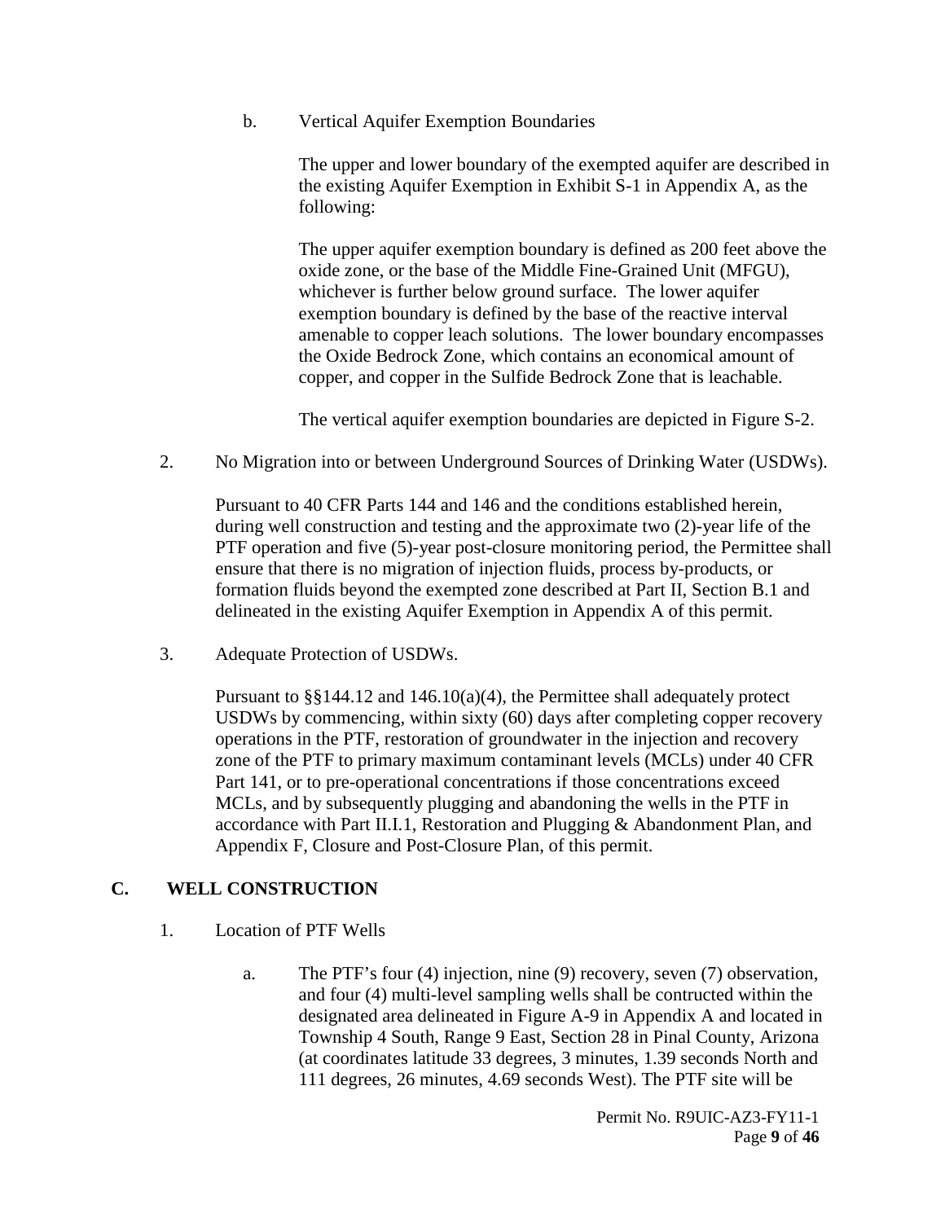b. Vertical Aquifer Exemption Boundaries

The upper and lower boundary of the exempted aquifer are described in the existing Aquifer Exemption in Exhibit S-1 in Appendix A, as the following:

The upper aquifer exemption boundary is defined as 200 feet above the oxide zone, or the base of the Middle Fine-Grained Unit (MFGU), whichever is further below ground surface. The lower aquifer exemption boundary is defined by the base of the reactive interval amenable to copper leach solutions. The lower boundary encompasses the Oxide Bedrock Zone, which contains an economical amount of copper, and copper in the Sulfide Bedrock Zone that is leachable.

The vertical aquifer exemption boundaries are depicted in Figure S-2.

2. No Migration into or between Underground Sources of Drinking Water (USDWs).

Pursuant to 40 CFR Parts 144 and 146 and the conditions established herein, during well construction and testing and the approximate two (2)-year life of the PTF operation and five (5)-year post-closure monitoring period, the Permittee shall ensure that there is no migration of injection fluids, process by-products, or formation fluids beyond the exempted zone described at Part II, Section B.1 and delineated in the existing Aquifer Exemption in Appendix A of this permit.

3. Adequate Protection of USDWs.

Pursuant to §§144.12 and 146.10(a)(4), the Permittee shall adequately protect USDWs by commencing, within sixty (60) days after completing copper recovery operations in the PTF, restoration of groundwater in the injection and recovery zone of the PTF to primary maximum contaminant levels (MCLs) under 40 CFR Part 141, or to pre-operational concentrations if those concentrations exceed MCLs, and by subsequently plugging and abandoning the wells in the PTF in accordance with Part II.I.1, Restoration and Plugging & Abandonment Plan, and Appendix F, Closure and Post-Closure Plan, of this permit.

## C. WELL CONSTRUCTION

1. Location of PTF Wells

a. The PTF's four (4) injection, nine (9) recovery, seven (7) observation, and four (4) multi-level sampling wells shall be contructed within the designated area delineated in Figure A-9 in Appendix A and located in Township 4 South, Range 9 East, Section 28 in Pinal County, Arizona (at coordinates latitude 33 degrees, 3 minutes, 1.39 seconds North and 111 degrees, 26 minutes, 4.69 seconds West). The PTF site will be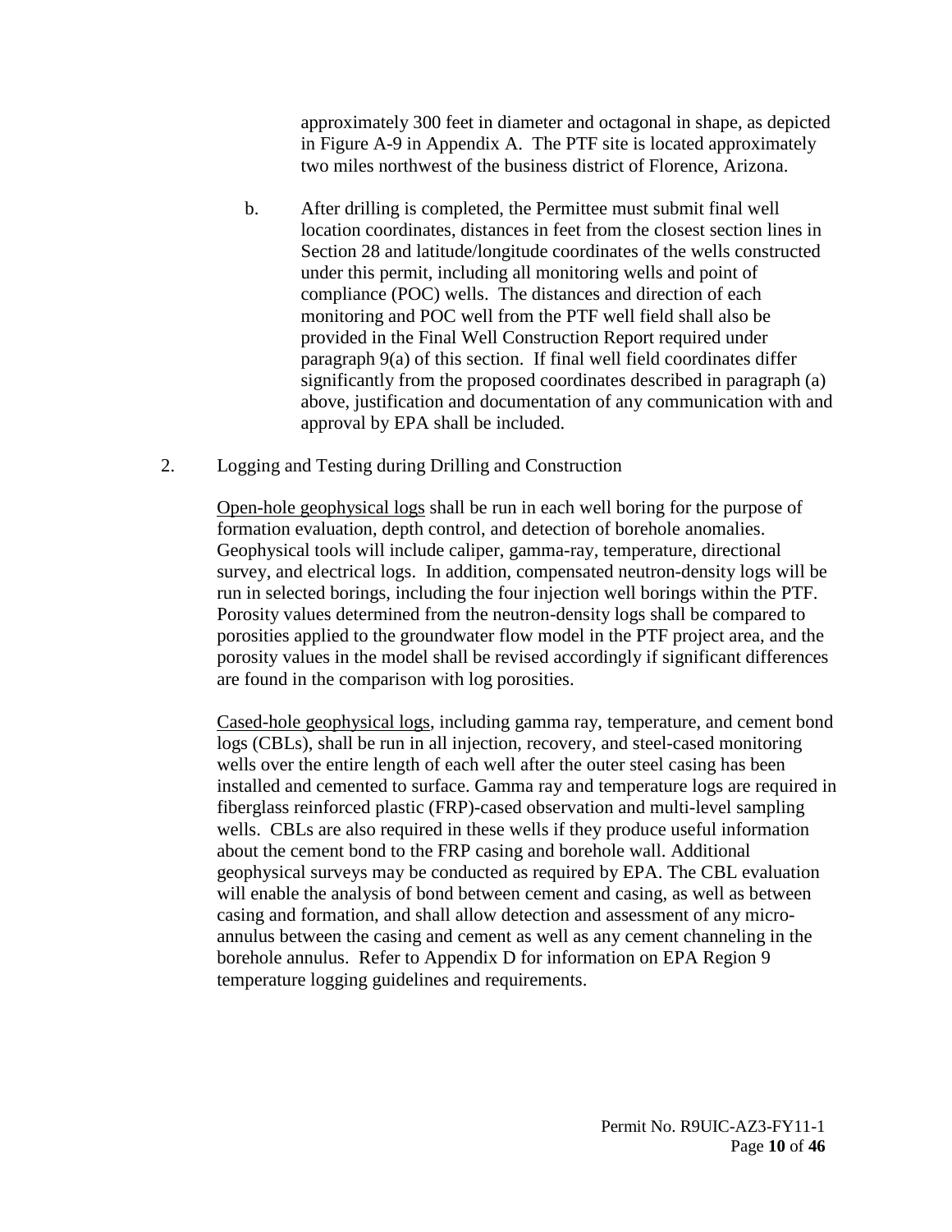approximately 300 feet in diameter and octagonal in shape, as depicted in Figure A-9 in Appendix A. The PTF site is located approximately two miles northwest of the business district of Florence, Arizona.

b. After drilling is completed, the Permittee must submit final well location coordinates, distances in feet from the closest section lines in Section 28 and latitude/longitude coordinates of the wells constructed under this permit, including all monitoring wells and point of compliance (POC) wells. The distances and direction of each monitoring and POC well from the PTF well field shall also be provided in the Final Well Construction Report required under paragraph 9(a) of this section. If final well field coordinates differ significantly from the proposed coordinates described in paragraph (a) above, justification and documentation of any communication with and approval by EPA shall be included.

2. Logging and Testing during Drilling and Construction

Open-hole geophysical logs shall be run in each well boring for the purpose of formation evaluation, depth control, and detection of borehole anomalies. Geophysical tools will include caliper, gamma-ray, temperature, directional survey, and electrical logs. In addition, compensated neutron-density logs will be run in selected borings, including the four injection well borings within the PTF. Porosity values determined from the neutron-density logs shall be compared to porosities applied to the groundwater flow model in the PTF project area, and the porosity values in the model shall be revised accordingly if significant differences are found in the comparison with log porosities.

Cased-hole geophysical logs, including gamma ray, temperature, and cement bond logs (CBLs), shall be run in all injection, recovery, and steel-cased monitoring wells over the entire length of each well after the outer steel casing has been installed and cemented to surface. Gamma ray and temperature logs are required in fiberglass reinforced plastic (FRP)-cased observation and multi-level sampling wells. CBLs are also required in these wells if they produce useful information about the cement bond to the FRP casing and borehole wall. Additional geophysical surveys may be conducted as required by EPA. The CBL evaluation will enable the analysis of bond between cement and casing, as well as between casing and formation, and shall allow detection and assessment of any micro-annulus between the casing and cement as well as any cement channeling in the borehole annulus. Refer to Appendix D for information on EPA Region 9 temperature logging guidelines and requirements.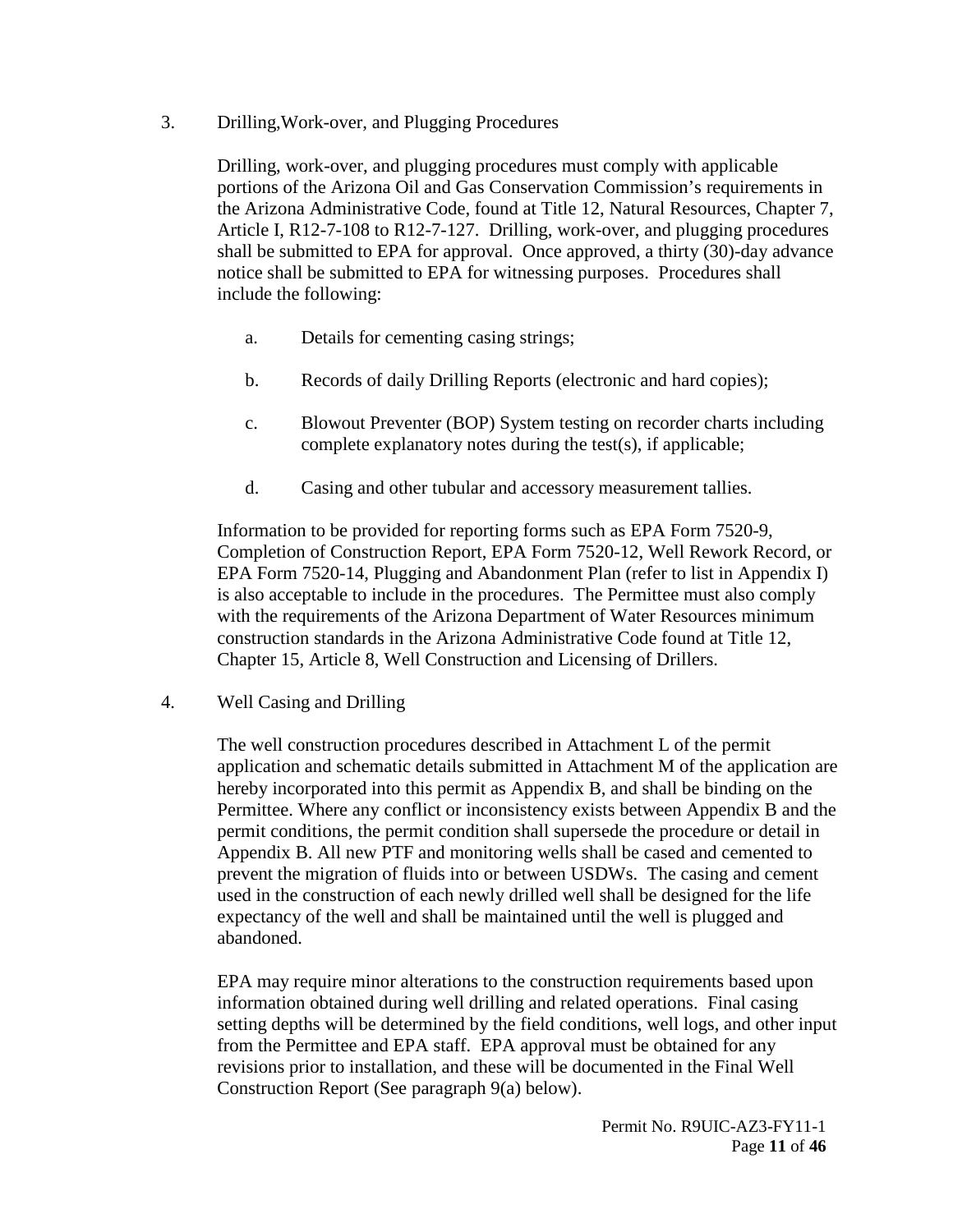3. Drilling,Work-over, and Plugging Procedures

Drilling, work-over, and plugging procedures must comply with applicable portions of the Arizona Oil and Gas Conservation Commission's requirements in the Arizona Administrative Code, found at Title 12, Natural Resources, Chapter 7, Article I, R12-7-108 to R12-7-127. Drilling, work-over, and plugging procedures shall be submitted to EPA for approval. Once approved, a thirty (30)-day advance notice shall be submitted to EPA for witnessing purposes. Procedures shall include the following:

a. Details for cementing casing strings;

b. Records of daily Drilling Reports (electronic and hard copies);

c. Blowout Preventer (BOP) System testing on recorder charts including complete explanatory notes during the test(s), if applicable;

d. Casing and other tubular and accessory measurement tallies.

Information to be provided for reporting forms such as EPA Form 7520-9, Completion of Construction Report, EPA Form 7520-12, Well Rework Record, or EPA Form 7520-14, Plugging and Abandonment Plan (refer to list in Appendix I) is also acceptable to include in the procedures. The Permittee must also comply with the requirements of the Arizona Department of Water Resources minimum construction standards in the Arizona Administrative Code found at Title 12, Chapter 15, Article 8, Well Construction and Licensing of Drillers.

4. Well Casing and Drilling

The well construction procedures described in Attachment L of the permit application and schematic details submitted in Attachment M of the application are hereby incorporated into this permit as Appendix B, and shall be binding on the Permittee. Where any conflict or inconsistency exists between Appendix B and the permit conditions, the permit condition shall supersede the procedure or detail in Appendix B. All new PTF and monitoring wells shall be cased and cemented to prevent the migration of fluids into or between USDWs. The casing and cement used in the construction of each newly drilled well shall be designed for the life expectancy of the well and shall be maintained until the well is plugged and abandoned.

EPA may require minor alterations to the construction requirements based upon information obtained during well drilling and related operations. Final casing setting depths will be determined by the field conditions, well logs, and other input from the Permittee and EPA staff. EPA approval must be obtained for any revisions prior to installation, and these will be documented in the Final Well Construction Report (See paragraph 9(a) below).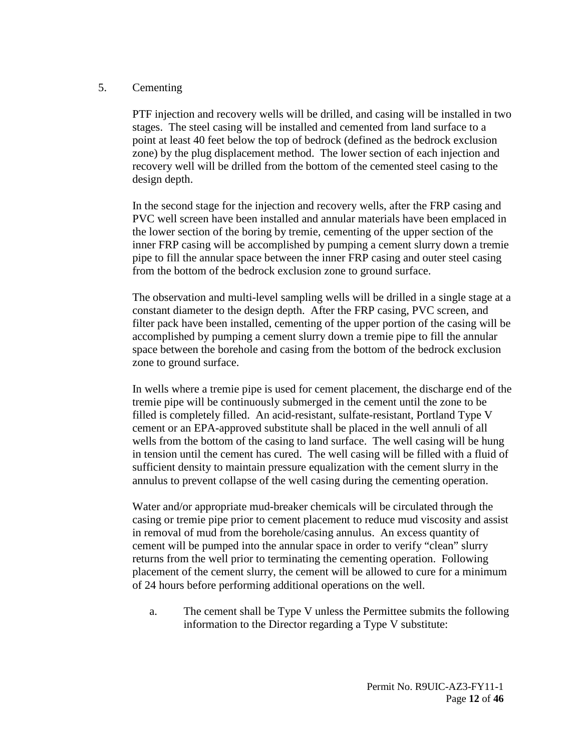5. Cementing

PTF injection and recovery wells will be drilled, and casing will be installed in two stages. The steel casing will be installed and cemented from land surface to a point at least 40 feet below the top of bedrock (defined as the bedrock exclusion zone) by the plug displacement method. The lower section of each injection and recovery well will be drilled from the bottom of the cemented steel casing to the design depth.

In the second stage for the injection and recovery wells, after the FRP casing and PVC well screen have been installed and annular materials have been emplaced in the lower section of the boring by tremie, cementing of the upper section of the inner FRP casing will be accomplished by pumping a cement slurry down a tremie pipe to fill the annular space between the inner FRP casing and outer steel casing from the bottom of the bedrock exclusion zone to ground surface.

The observation and multi-level sampling wells will be drilled in a single stage at a constant diameter to the design depth. After the FRP casing, PVC screen, and filter pack have been installed, cementing of the upper portion of the casing will be accomplished by pumping a cement slurry down a tremie pipe to fill the annular space between the borehole and casing from the bottom of the bedrock exclusion zone to ground surface.

In wells where a tremie pipe is used for cement placement, the discharge end of the tremie pipe will be continuously submerged in the cement until the zone to be filled is completely filled. An acid-resistant, sulfate-resistant, Portland Type V cement or an EPA-approved substitute shall be placed in the well annuli of all wells from the bottom of the casing to land surface. The well casing will be hung in tension until the cement has cured. The well casing will be filled with a fluid of sufficient density to maintain pressure equalization with the cement slurry in the annulus to prevent collapse of the well casing during the cementing operation.

Water and/or appropriate mud-breaker chemicals will be circulated through the casing or tremie pipe prior to cement placement to reduce mud viscosity and assist in removal of mud from the borehole/casing annulus. An excess quantity of cement will be pumped into the annular space in order to verify "clean" slurry returns from the well prior to terminating the cementing operation. Following placement of the cement slurry, the cement will be allowed to cure for a minimum of 24 hours before performing additional operations on the well.

a. The cement shall be Type V unless the Permittee submits the following information to the Director regarding a Type V substitute: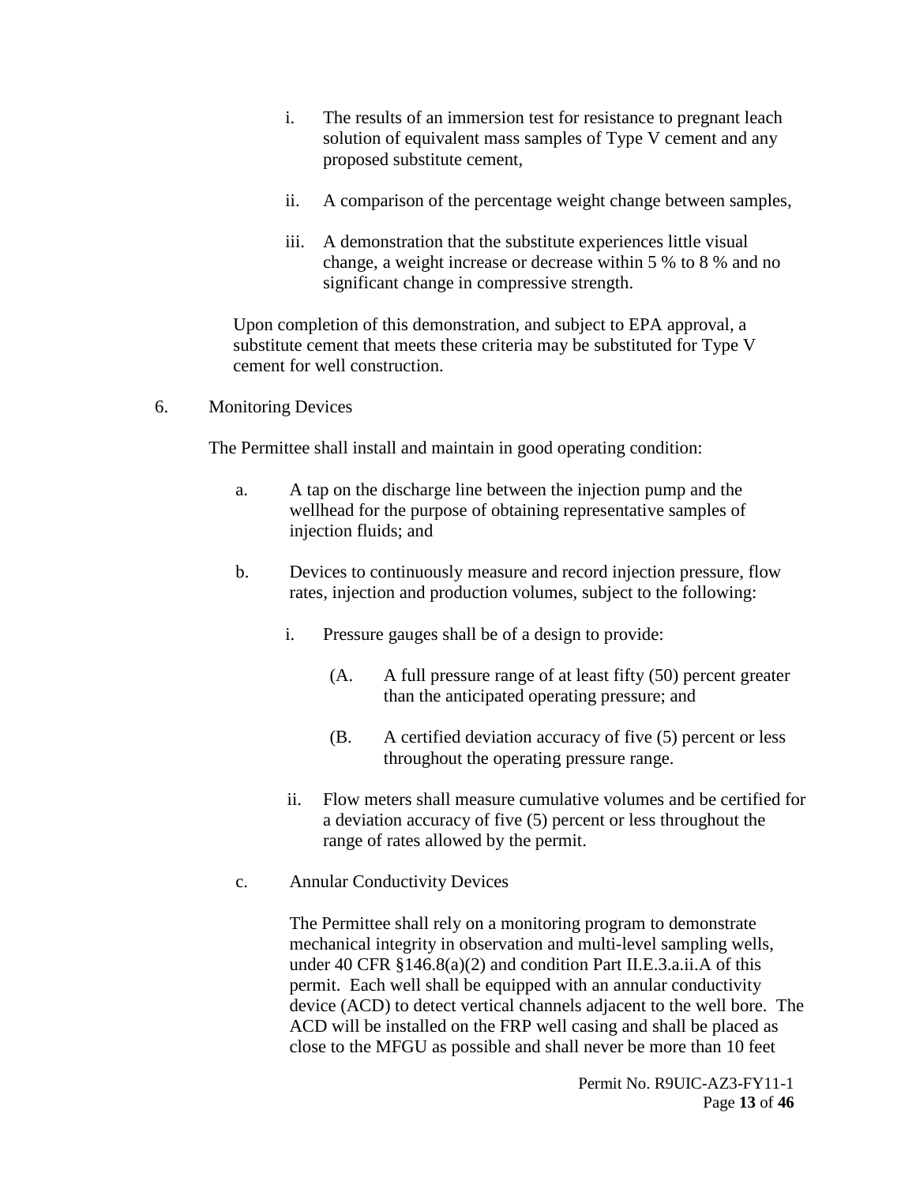i. The results of an immersion test for resistance to pregnant leach solution of equivalent mass samples of Type V cement and any proposed substitute cement,

ii. A comparison of the percentage weight change between samples,

iii. A demonstration that the substitute experiences little visual change, a weight increase or decrease within 5 % to 8 % and no significant change in compressive strength.

Upon completion of this demonstration, and subject to EPA approval, a substitute cement that meets these criteria may be substituted for Type V cement for well construction.

6. Monitoring Devices

The Permittee shall install and maintain in good operating condition:

a. A tap on the discharge line between the injection pump and the wellhead for the purpose of obtaining representative samples of injection fluids; and

b. Devices to continuously measure and record injection pressure, flow rates, injection and production volumes, subject to the following:

i. Pressure gauges shall be of a design to provide:

(A. A full pressure range of at least fifty (50) percent greater than the anticipated operating pressure; and

(B. A certified deviation accuracy of five (5) percent or less throughout the operating pressure range.

ii. Flow meters shall measure cumulative volumes and be certified for a deviation accuracy of five (5) percent or less throughout the range of rates allowed by the permit.

c. Annular Conductivity Devices

The Permittee shall rely on a monitoring program to demonstrate mechanical integrity in observation and multi-level sampling wells, under 40 CFR §146.8(a)(2) and condition Part II.E.3.a.ii.A of this permit. Each well shall be equipped with an annular conductivity device (ACD) to detect vertical channels adjacent to the well bore. The ACD will be installed on the FRP well casing and shall be placed as close to the MFGU as possible and shall never be more than 10 feet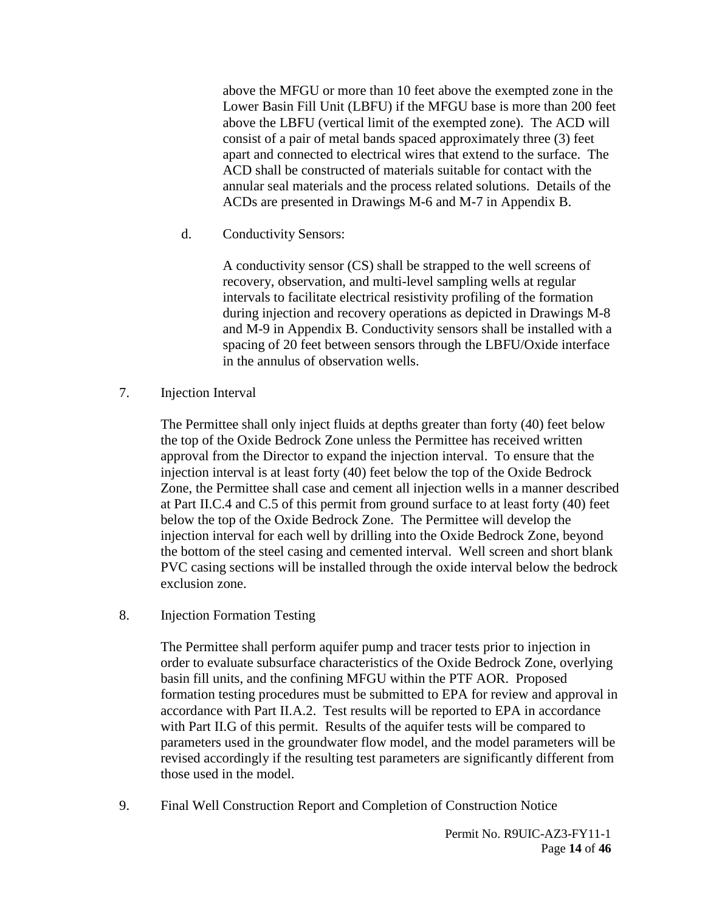above the MFGU or more than 10 feet above the exempted zone in the Lower Basin Fill Unit (LBFU) if the MFGU base is more than 200 feet above the LBFU (vertical limit of the exempted zone). The ACD will consist of a pair of metal bands spaced approximately three (3) feet apart and connected to electrical wires that extend to the surface. The ACD shall be constructed of materials suitable for contact with the annular seal materials and the process related solutions. Details of the ACDs are presented in Drawings M-6 and M-7 in Appendix B.

d. Conductivity Sensors:

A conductivity sensor (CS) shall be strapped to the well screens of recovery, observation, and multi-level sampling wells at regular intervals to facilitate electrical resistivity profiling of the formation during injection and recovery operations as depicted in Drawings M-8 and M-9 in Appendix B. Conductivity sensors shall be installed with a spacing of 20 feet between sensors through the LBFU/Oxide interface in the annulus of observation wells.

7. Injection Interval

The Permittee shall only inject fluids at depths greater than forty (40) feet below the top of the Oxide Bedrock Zone unless the Permittee has received written approval from the Director to expand the injection interval. To ensure that the injection interval is at least forty (40) feet below the top of the Oxide Bedrock Zone, the Permittee shall case and cement all injection wells in a manner described at Part II.C.4 and C.5 of this permit from ground surface to at least forty (40) feet below the top of the Oxide Bedrock Zone. The Permittee will develop the injection interval for each well by drilling into the Oxide Bedrock Zone, beyond the bottom of the steel casing and cemented interval. Well screen and short blank PVC casing sections will be installed through the oxide interval below the bedrock exclusion zone.

8. Injection Formation Testing

The Permittee shall perform aquifer pump and tracer tests prior to injection in order to evaluate subsurface characteristics of the Oxide Bedrock Zone, overlying basin fill units, and the confining MFGU within the PTF AOR. Proposed formation testing procedures must be submitted to EPA for review and approval in accordance with Part II.A.2. Test results will be reported to EPA in accordance with Part II.G of this permit. Results of the aquifer tests will be compared to parameters used in the groundwater flow model, and the model parameters will be revised accordingly if the resulting test parameters are significantly different from those used in the model.

9. Final Well Construction Report and Completion of Construction Notice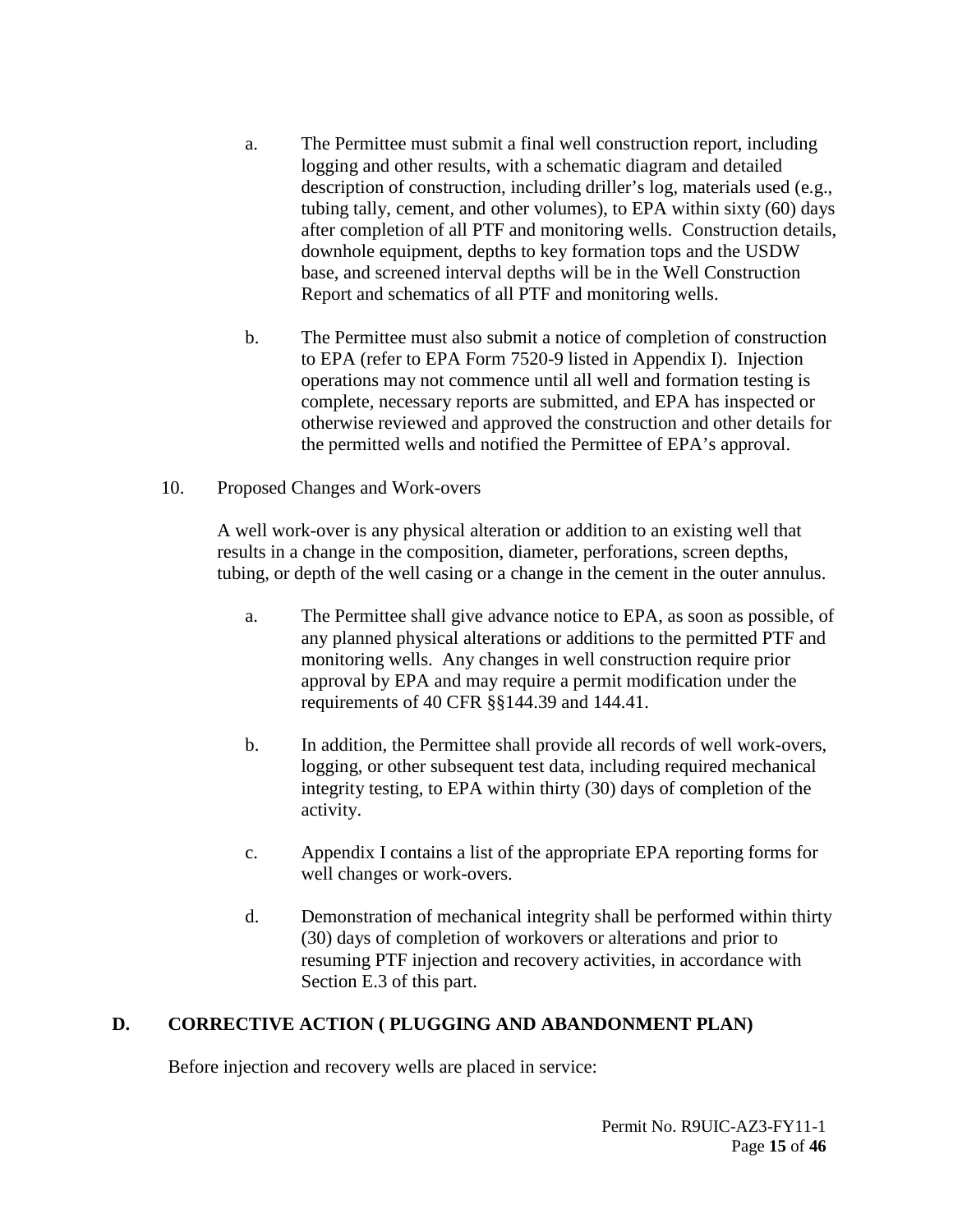a. The Permittee must submit a final well construction report, including logging and other results, with a schematic diagram and detailed description of construction, including driller's log, materials used (e.g., tubing tally, cement, and other volumes), to EPA within sixty (60) days after completion of all PTF and monitoring wells. Construction details, downhole equipment, depths to key formation tops and the USDW base, and screened interval depths will be in the Well Construction Report and schematics of all PTF and monitoring wells.

b. The Permittee must also submit a notice of completion of construction to EPA (refer to EPA Form 7520-9 listed in Appendix I). Injection operations may not commence until all well and formation testing is complete, necessary reports are submitted, and EPA has inspected or otherwise reviewed and approved the construction and other details for the permitted wells and notified the Permittee of EPA's approval.

10. Proposed Changes and Work-overs

A well work-over is any physical alteration or addition to an existing well that results in a change in the composition, diameter, perforations, screen depths, tubing, or depth of the well casing or a change in the cement in the outer annulus.

a. The Permittee shall give advance notice to EPA, as soon as possible, of any planned physical alterations or additions to the permitted PTF and monitoring wells. Any changes in well construction require prior approval by EPA and may require a permit modification under the requirements of 40 CFR §§144.39 and 144.41.

b. In addition, the Permittee shall provide all records of well work-overs, logging, or other subsequent test data, including required mechanical integrity testing, to EPA within thirty (30) days of completion of the activity.

c. Appendix I contains a list of the appropriate EPA reporting forms for well changes or work-overs.

d. Demonstration of mechanical integrity shall be performed within thirty (30) days of completion of workovers or alterations and prior to resuming PTF injection and recovery activities, in accordance with Section E.3 of this part.

## D. CORRECTIVE ACTION ( PLUGGING AND ABANDONMENT PLAN)

Before injection and recovery wells are placed in service: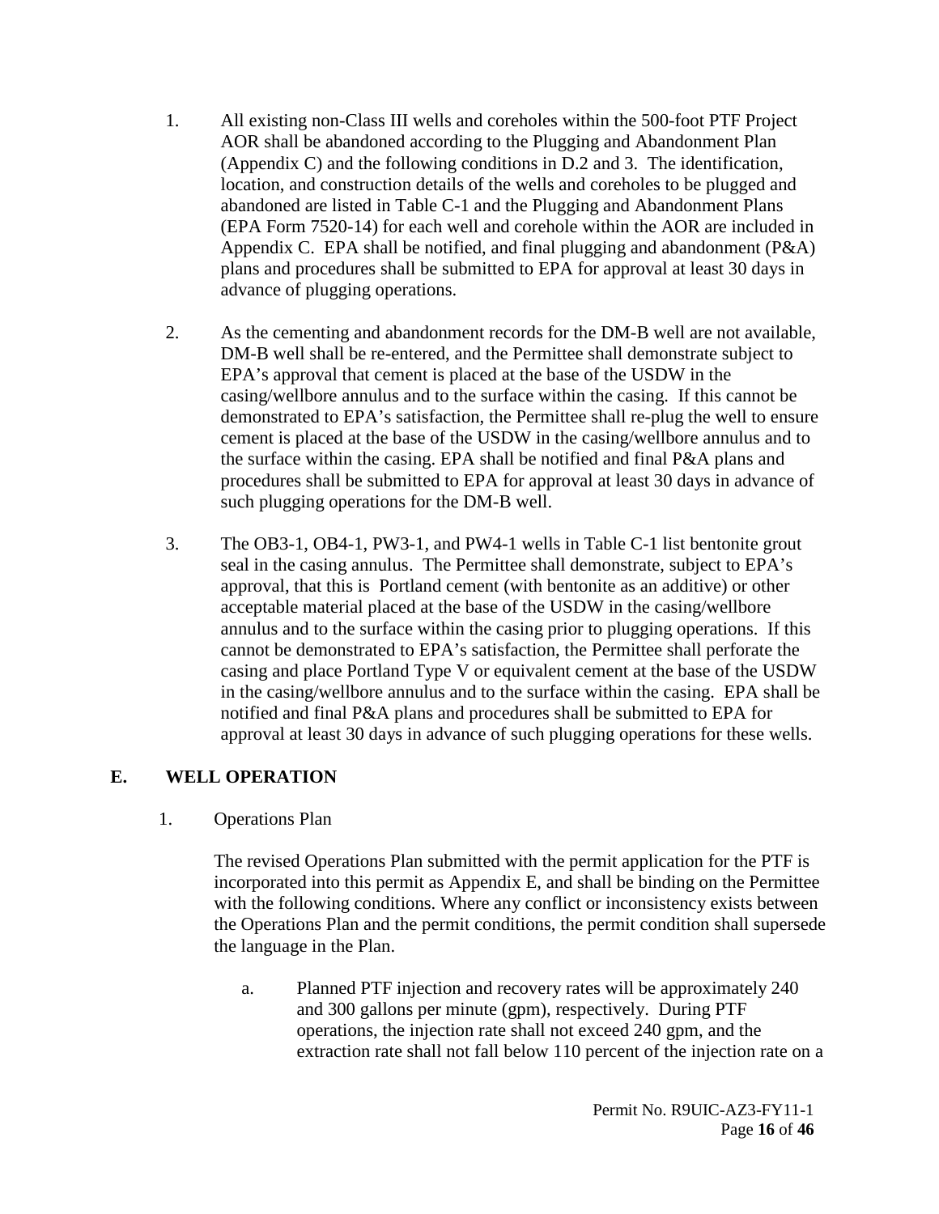1. All existing non-Class III wells and coreholes within the 500-foot PTF Project AOR shall be abandoned according to the Plugging and Abandonment Plan (Appendix C) and the following conditions in D.2 and 3. The identification, location, and construction details of the wells and coreholes to be plugged and abandoned are listed in Table C-1 and the Plugging and Abandonment Plans (EPA Form 7520-14) for each well and corehole within the AOR are included in Appendix C. EPA shall be notified, and final plugging and abandonment (P&A) plans and procedures shall be submitted to EPA for approval at least 30 days in advance of plugging operations.

2. As the cementing and abandonment records for the DM-B well are not available, DM-B well shall be re-entered, and the Permittee shall demonstrate subject to EPA's approval that cement is placed at the base of the USDW in the casing/wellbore annulus and to the surface within the casing. If this cannot be demonstrated to EPA's satisfaction, the Permittee shall re-plug the well to ensure cement is placed at the base of the USDW in the casing/wellbore annulus and to the surface within the casing. EPA shall be notified and final P&A plans and procedures shall be submitted to EPA for approval at least 30 days in advance of such plugging operations for the DM-B well.

3. The OB3-1, OB4-1, PW3-1, and PW4-1 wells in Table C-1 list bentonite grout seal in the casing annulus. The Permittee shall demonstrate, subject to EPA's approval, that this is Portland cement (with bentonite as an additive) or other acceptable material placed at the base of the USDW in the casing/wellbore annulus and to the surface within the casing prior to plugging operations. If this cannot be demonstrated to EPA's satisfaction, the Permittee shall perforate the casing and place Portland Type V or equivalent cement at the base of the USDW in the casing/wellbore annulus and to the surface within the casing. EPA shall be notified and final P&A plans and procedures shall be submitted to EPA for approval at least 30 days in advance of such plugging operations for these wells.

## E. WELL OPERATION

1. Operations Plan

   The revised Operations Plan submitted with the permit application for the PTF is incorporated into this permit as Appendix E, and shall be binding on the Permittee with the following conditions. Where any conflict or inconsistency exists between the Operations Plan and the permit conditions, the permit condition shall supersede the language in the Plan.

   a. Planned PTF injection and recovery rates will be approximately 240 and 300 gallons per minute (gpm), respectively. During PTF operations, the injection rate shall not exceed 240 gpm, and the extraction rate shall not fall below 110 percent of the injection rate on a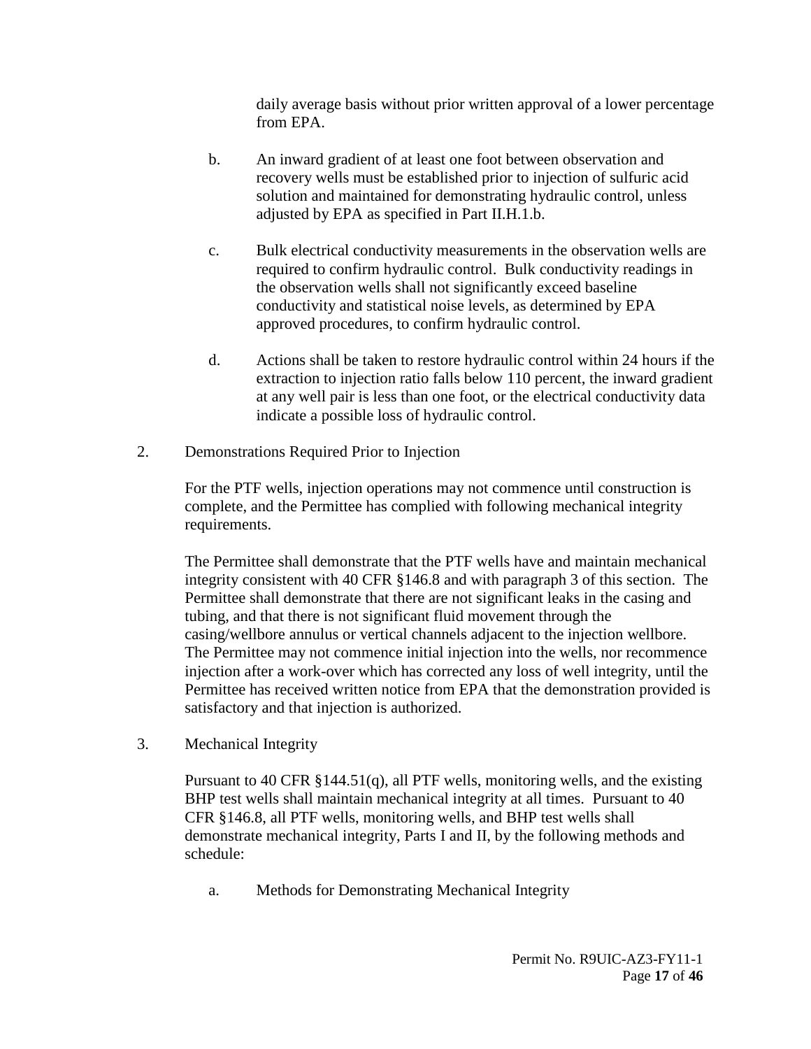daily average basis without prior written approval of a lower percentage from EPA.

b. An inward gradient of at least one foot between observation and recovery wells must be established prior to injection of sulfuric acid solution and maintained for demonstrating hydraulic control, unless adjusted by EPA as specified in Part II.H.1.b.

c. Bulk electrical conductivity measurements in the observation wells are required to confirm hydraulic control. Bulk conductivity readings in the observation wells shall not significantly exceed baseline conductivity and statistical noise levels, as determined by EPA approved procedures, to confirm hydraulic control.

d. Actions shall be taken to restore hydraulic control within 24 hours if the extraction to injection ratio falls below 110 percent, the inward gradient at any well pair is less than one foot, or the electrical conductivity data indicate a possible loss of hydraulic control.

2. Demonstrations Required Prior to Injection

For the PTF wells, injection operations may not commence until construction is complete, and the Permittee has complied with following mechanical integrity requirements.

The Permittee shall demonstrate that the PTF wells have and maintain mechanical integrity consistent with 40 CFR §146.8 and with paragraph 3 of this section. The Permittee shall demonstrate that there are not significant leaks in the casing and tubing, and that there is not significant fluid movement through the casing/wellbore annulus or vertical channels adjacent to the injection wellbore. The Permittee may not commence initial injection into the wells, nor recommence injection after a work-over which has corrected any loss of well integrity, until the Permittee has received written notice from EPA that the demonstration provided is satisfactory and that injection is authorized.

3. Mechanical Integrity

Pursuant to 40 CFR §144.51(q), all PTF wells, monitoring wells, and the existing BHP test wells shall maintain mechanical integrity at all times. Pursuant to 40 CFR §146.8, all PTF wells, monitoring wells, and BHP test wells shall demonstrate mechanical integrity, Parts I and II, by the following methods and schedule:

a. Methods for Demonstrating Mechanical Integrity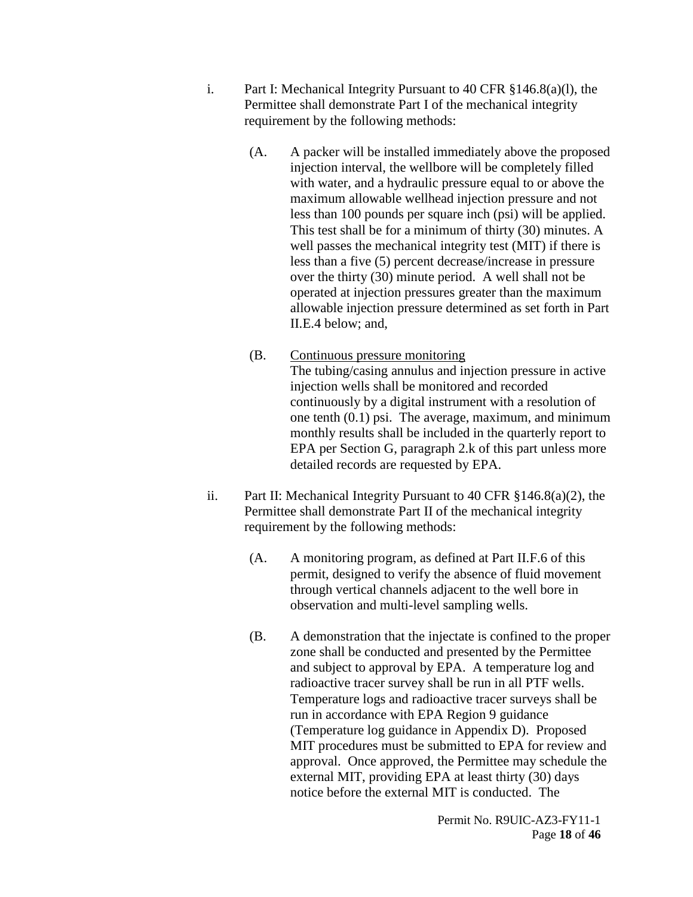i. Part I: Mechanical Integrity Pursuant to 40 CFR §146.8(a)(l), the Permittee shall demonstrate Part I of the mechanical integrity requirement by the following methods:

(A. A packer will be installed immediately above the proposed injection interval, the wellbore will be completely filled with water, and a hydraulic pressure equal to or above the maximum allowable wellhead injection pressure and not less than 100 pounds per square inch (psi) will be applied. This test shall be for a minimum of thirty (30) minutes. A well passes the mechanical integrity test (MIT) if there is less than a five (5) percent decrease/increase in pressure over the thirty (30) minute period. A well shall not be operated at injection pressures greater than the maximum allowable injection pressure determined as set forth in Part II.E.4 below; and,

(B. Continuous pressure monitoring
The tubing/casing annulus and injection pressure in active injection wells shall be monitored and recorded continuously by a digital instrument with a resolution of one tenth (0.1) psi. The average, maximum, and minimum monthly results shall be included in the quarterly report to EPA per Section G, paragraph 2.k of this part unless more detailed records are requested by EPA.

ii. Part II: Mechanical Integrity Pursuant to 40 CFR §146.8(a)(2), the Permittee shall demonstrate Part II of the mechanical integrity requirement by the following methods:

(A. A monitoring program, as defined at Part II.F.6 of this permit, designed to verify the absence of fluid movement through vertical channels adjacent to the well bore in observation and multi-level sampling wells.

(B. A demonstration that the injectate is confined to the proper zone shall be conducted and presented by the Permittee and subject to approval by EPA. A temperature log and radioactive tracer survey shall be run in all PTF wells. Temperature logs and radioactive tracer surveys shall be run in accordance with EPA Region 9 guidance (Temperature log guidance in Appendix D). Proposed MIT procedures must be submitted to EPA for review and approval. Once approved, the Permittee may schedule the external MIT, providing EPA at least thirty (30) days notice before the external MIT is conducted. The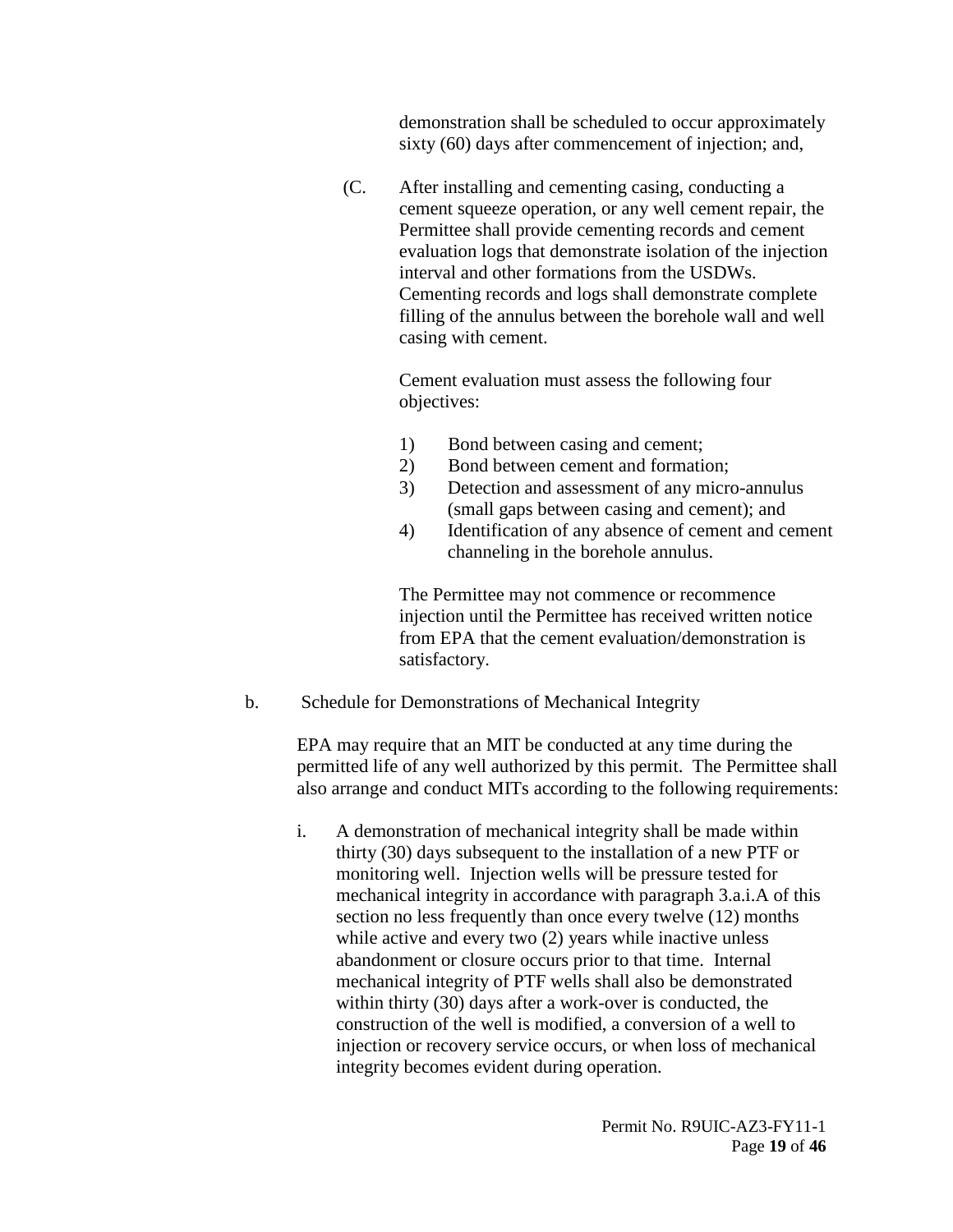demonstration shall be scheduled to occur approximately sixty (60) days after commencement of injection; and,

(C. After installing and cementing casing, conducting a cement squeeze operation, or any well cement repair, the Permittee shall provide cementing records and cement evaluation logs that demonstrate isolation of the injection interval and other formations from the USDWs. Cementing records and logs shall demonstrate complete filling of the annulus between the borehole wall and well casing with cement.

Cement evaluation must assess the following four objectives:

1) Bond between casing and cement;
2) Bond between cement and formation;
3) Detection and assessment of any micro-annulus (small gaps between casing and cement); and
4) Identification of any absence of cement and cement channeling in the borehole annulus.

The Permittee may not commence or recommence injection until the Permittee has received written notice from EPA that the cement evaluation/demonstration is satisfactory.

b. Schedule for Demonstrations of Mechanical Integrity

EPA may require that an MIT be conducted at any time during the permitted life of any well authorized by this permit. The Permittee shall also arrange and conduct MITs according to the following requirements:

i. A demonstration of mechanical integrity shall be made within thirty (30) days subsequent to the installation of a new PTF or monitoring well. Injection wells will be pressure tested for mechanical integrity in accordance with paragraph 3.a.i.A of this section no less frequently than once every twelve (12) months while active and every two (2) years while inactive unless abandonment or closure occurs prior to that time. Internal mechanical integrity of PTF wells shall also be demonstrated within thirty (30) days after a work-over is conducted, the construction of the well is modified, a conversion of a well to injection or recovery service occurs, or when loss of mechanical integrity becomes evident during operation.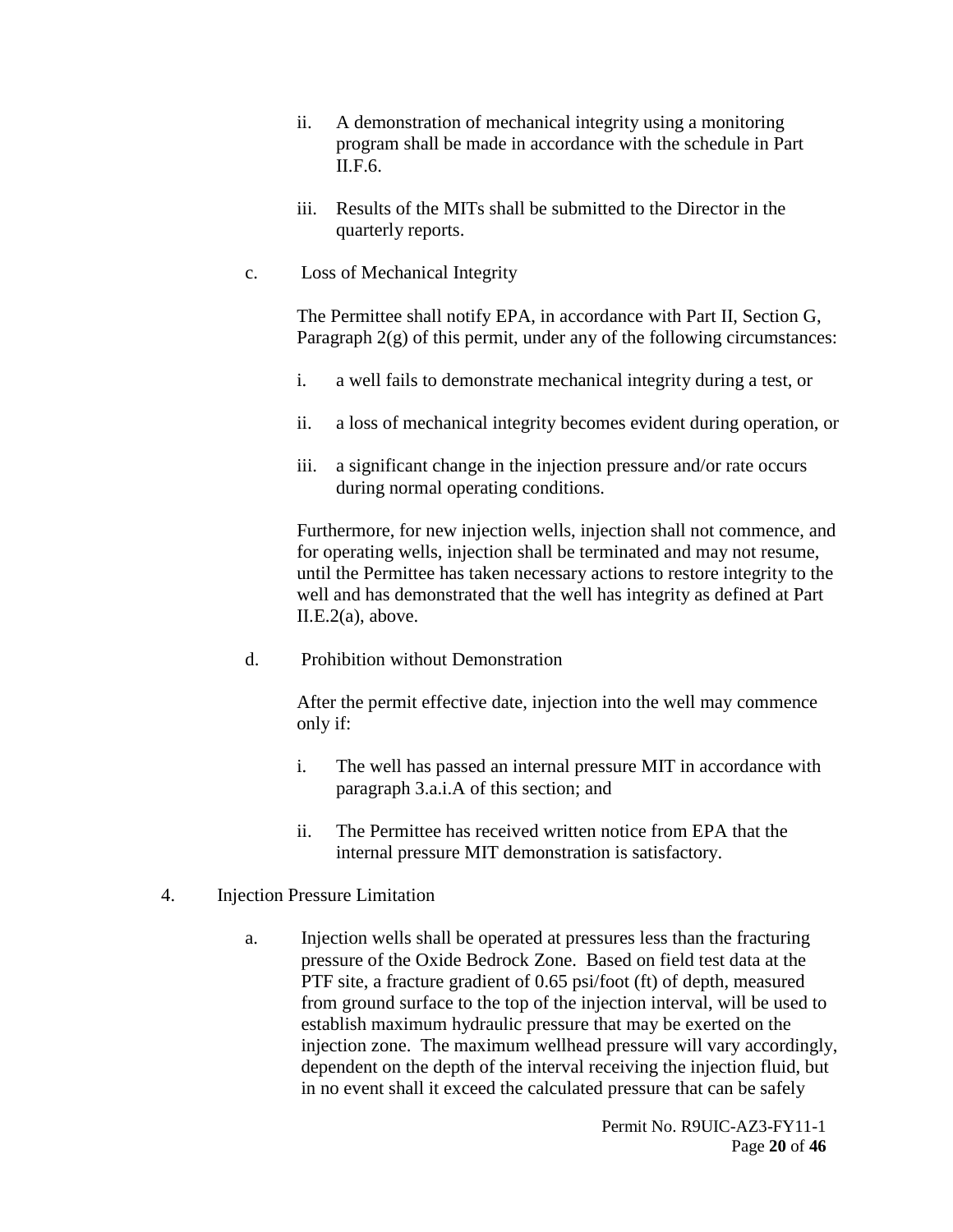ii. A demonstration of mechanical integrity using a monitoring program shall be made in accordance with the schedule in Part II.F.6.

iii. Results of the MITs shall be submitted to the Director in the quarterly reports.

c. Loss of Mechanical Integrity

The Permittee shall notify EPA, in accordance with Part II, Section G, Paragraph 2(g) of this permit, under any of the following circumstances:

i. a well fails to demonstrate mechanical integrity during a test, or

ii. a loss of mechanical integrity becomes evident during operation, or

iii. a significant change in the injection pressure and/or rate occurs during normal operating conditions.

Furthermore, for new injection wells, injection shall not commence, and for operating wells, injection shall be terminated and may not resume, until the Permittee has taken necessary actions to restore integrity to the well and has demonstrated that the well has integrity as defined at Part II.E.2(a), above.

d. Prohibition without Demonstration

After the permit effective date, injection into the well may commence only if:

i. The well has passed an internal pressure MIT in accordance with paragraph 3.a.i.A of this section; and

ii. The Permittee has received written notice from EPA that the internal pressure MIT demonstration is satisfactory.

4. Injection Pressure Limitation

a. Injection wells shall be operated at pressures less than the fracturing pressure of the Oxide Bedrock Zone. Based on field test data at the PTF site, a fracture gradient of 0.65 psi/foot (ft) of depth, measured from ground surface to the top of the injection interval, will be used to establish maximum hydraulic pressure that may be exerted on the injection zone. The maximum wellhead pressure will vary accordingly, dependent on the depth of the interval receiving the injection fluid, but in no event shall it exceed the calculated pressure that can be safely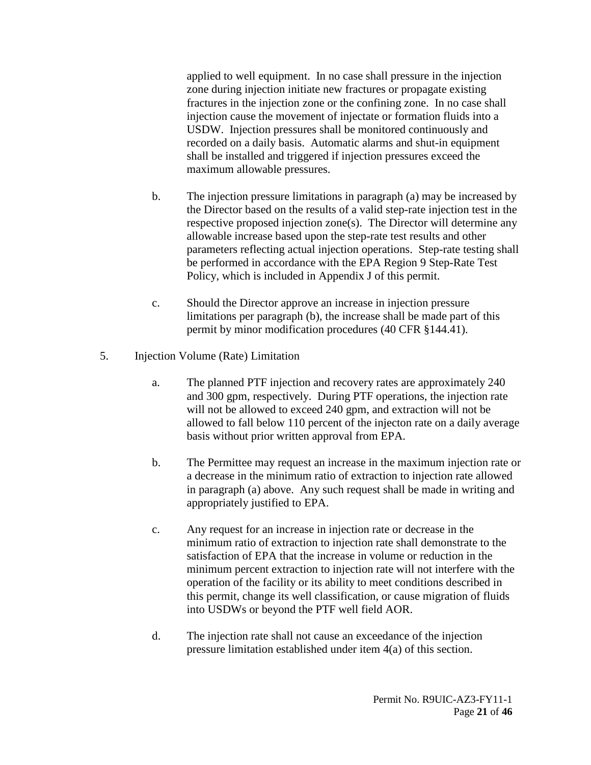applied to well equipment. In no case shall pressure in the injection zone during injection initiate new fractures or propagate existing fractures in the injection zone or the confining zone. In no case shall injection cause the movement of injectate or formation fluids into a USDW. Injection pressures shall be monitored continuously and recorded on a daily basis. Automatic alarms and shut-in equipment shall be installed and triggered if injection pressures exceed the maximum allowable pressures.

b. The injection pressure limitations in paragraph (a) may be increased by the Director based on the results of a valid step-rate injection test in the respective proposed injection zone(s). The Director will determine any allowable increase based upon the step-rate test results and other parameters reflecting actual injection operations. Step-rate testing shall be performed in accordance with the EPA Region 9 Step-Rate Test Policy, which is included in Appendix J of this permit.

c. Should the Director approve an increase in injection pressure limitations per paragraph (b), the increase shall be made part of this permit by minor modification procedures (40 CFR §144.41).

5. Injection Volume (Rate) Limitation

a. The planned PTF injection and recovery rates are approximately 240 and 300 gpm, respectively. During PTF operations, the injection rate will not be allowed to exceed 240 gpm, and extraction will not be allowed to fall below 110 percent of the injecton rate on a daily average basis without prior written approval from EPA.

b. The Permittee may request an increase in the maximum injection rate or a decrease in the minimum ratio of extraction to injection rate allowed in paragraph (a) above. Any such request shall be made in writing and appropriately justified to EPA.

c. Any request for an increase in injection rate or decrease in the minimum ratio of extraction to injection rate shall demonstrate to the satisfaction of EPA that the increase in volume or reduction in the minimum percent extraction to injection rate will not interfere with the operation of the facility or its ability to meet conditions described in this permit, change its well classification, or cause migration of fluids into USDWs or beyond the PTF well field AOR.

d. The injection rate shall not cause an exceedance of the injection pressure limitation established under item 4(a) of this section.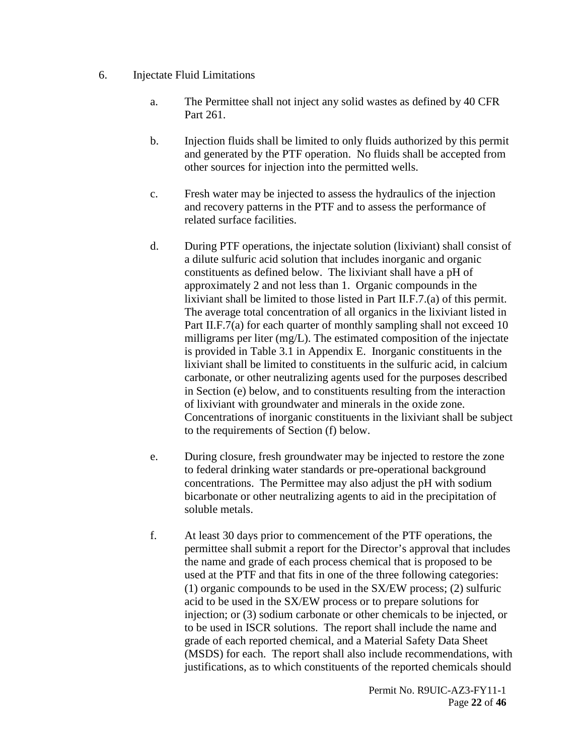6. Injectate Fluid Limitations

   a. The Permittee shall not inject any solid wastes as defined by 40 CFR Part 261.

   b. Injection fluids shall be limited to only fluids authorized by this permit and generated by the PTF operation. No fluids shall be accepted from other sources for injection into the permitted wells.

   c. Fresh water may be injected to assess the hydraulics of the injection and recovery patterns in the PTF and to assess the performance of related surface facilities.

   d. During PTF operations, the injectate solution (lixiviant) shall consist of a dilute sulfuric acid solution that includes inorganic and organic constituents as defined below. The lixiviant shall have a pH of approximately 2 and not less than 1. Organic compounds in the lixiviant shall be limited to those listed in Part II.F.7.(a) of this permit. The average total concentration of all organics in the lixiviant listed in Part II.F.7(a) for each quarter of monthly sampling shall not exceed 10 milligrams per liter (mg/L). The estimated composition of the injectate is provided in Table 3.1 in Appendix E. Inorganic constituents in the lixiviant shall be limited to constituents in the sulfuric acid, in calcium carbonate, or other neutralizing agents used for the purposes described in Section (e) below, and to constituents resulting from the interaction of lixiviant with groundwater and minerals in the oxide zone. Concentrations of inorganic constituents in the lixiviant shall be subject to the requirements of Section (f) below.

   e. During closure, fresh groundwater may be injected to restore the zone to federal drinking water standards or pre-operational background concentrations. The Permittee may also adjust the pH with sodium bicarbonate or other neutralizing agents to aid in the precipitation of soluble metals.

   f. At least 30 days prior to commencement of the PTF operations, the permittee shall submit a report for the Director's approval that includes the name and grade of each process chemical that is proposed to be used at the PTF and that fits in one of the three following categories: (1) organic compounds to be used in the SX/EW process; (2) sulfuric acid to be used in the SX/EW process or to prepare solutions for injection; or (3) sodium carbonate or other chemicals to be injected, or to be used in ISCR solutions. The report shall include the name and grade of each reported chemical, and a Material Safety Data Sheet (MSDS) for each. The report shall also include recommendations, with justifications, as to which constituents of the reported chemicals should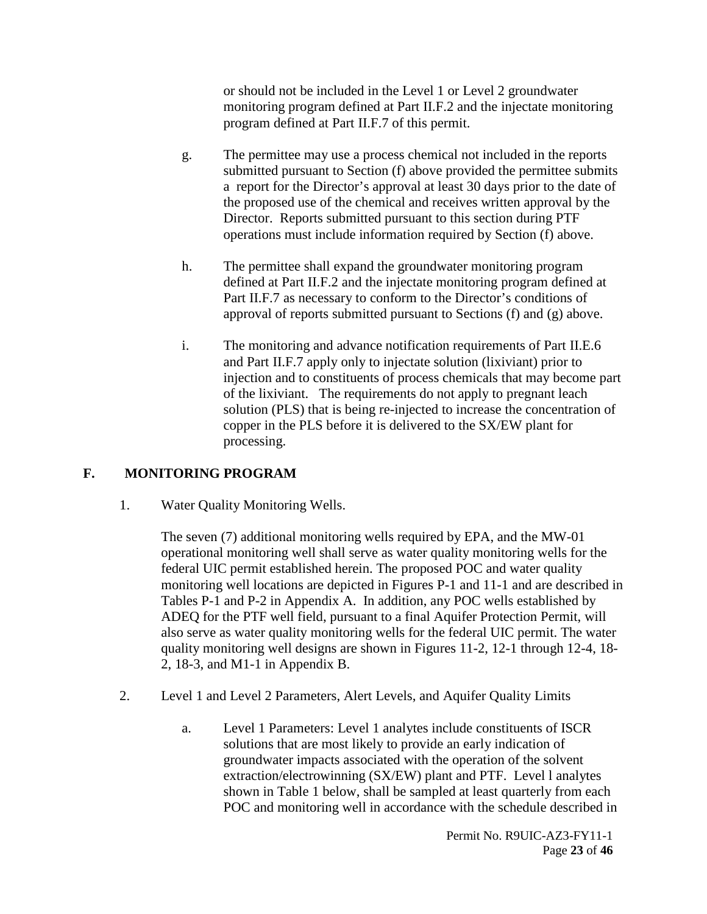or should not be included in the Level 1 or Level 2 groundwater monitoring program defined at Part II.F.2 and the injectate monitoring program defined at Part II.F.7 of this permit.

g. The permittee may use a process chemical not included in the reports submitted pursuant to Section (f) above provided the permittee submits a report for the Director's approval at least 30 days prior to the date of the proposed use of the chemical and receives written approval by the Director. Reports submitted pursuant to this section during PTF operations must include information required by Section (f) above.

h. The permittee shall expand the groundwater monitoring program defined at Part II.F.2 and the injectate monitoring program defined at Part II.F.7 as necessary to conform to the Director's conditions of approval of reports submitted pursuant to Sections (f) and (g) above.

i. The monitoring and advance notification requirements of Part II.E.6 and Part II.F.7 apply only to injectate solution (lixiviant) prior to injection and to constituents of process chemicals that may become part of the lixiviant. The requirements do not apply to pregnant leach solution (PLS) that is being re-injected to increase the concentration of copper in the PLS before it is delivered to the SX/EW plant for processing.

## F. MONITORING PROGRAM

1. Water Quality Monitoring Wells.

   The seven (7) additional monitoring wells required by EPA, and the MW-01 operational monitoring well shall serve as water quality monitoring wells for the federal UIC permit established herein. The proposed POC and water quality monitoring well locations are depicted in Figures P-1 and 11-1 and are described in Tables P-1 and P-2 in Appendix A. In addition, any POC wells established by ADEQ for the PTF well field, pursuant to a final Aquifer Protection Permit, will also serve as water quality monitoring wells for the federal UIC permit. The water quality monitoring well designs are shown in Figures 11-2, 12-1 through 12-4, 18-2, 18-3, and M1-1 in Appendix B.

2. Level 1 and Level 2 Parameters, Alert Levels, and Aquifer Quality Limits

   a. Level 1 Parameters: Level 1 analytes include constituents of ISCR solutions that are most likely to provide an early indication of groundwater impacts associated with the operation of the solvent extraction/electrowinning (SX/EW) plant and PTF. Level l analytes shown in Table 1 below, shall be sampled at least quarterly from each POC and monitoring well in accordance with the schedule described in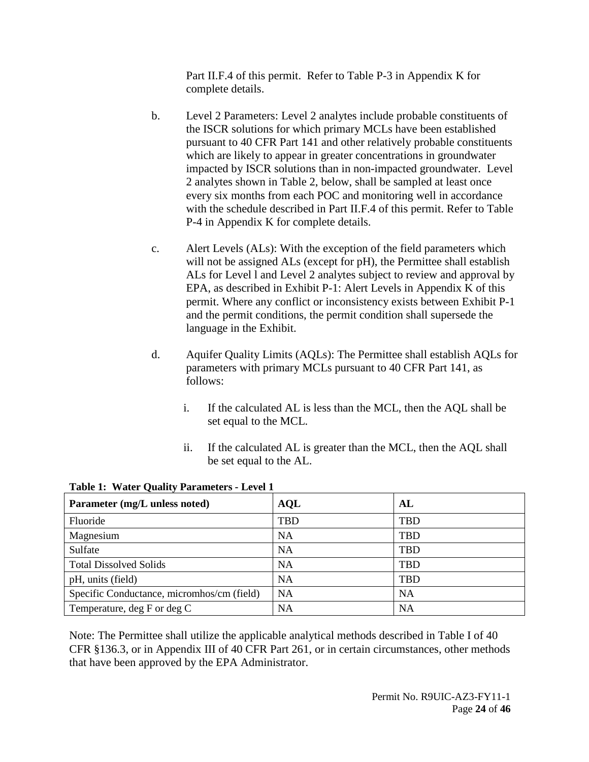Part II.F.4 of this permit. Refer to Table P-3 in Appendix K for complete details.

b. Level 2 Parameters: Level 2 analytes include probable constituents of the ISCR solutions for which primary MCLs have been established pursuant to 40 CFR Part 141 and other relatively probable constituents which are likely to appear in greater concentrations in groundwater impacted by ISCR solutions than in non-impacted groundwater. Level 2 analytes shown in Table 2, below, shall be sampled at least once every six months from each POC and monitoring well in accordance with the schedule described in Part II.F.4 of this permit. Refer to Table P-4 in Appendix K for complete details.

c. Alert Levels (ALs): With the exception of the field parameters which will not be assigned ALs (except for pH), the Permittee shall establish ALs for Level l and Level 2 analytes subject to review and approval by EPA, as described in Exhibit P-1: Alert Levels in Appendix K of this permit. Where any conflict or inconsistency exists between Exhibit P-1 and the permit conditions, the permit condition shall supersede the language in the Exhibit.

d. Aquifer Quality Limits (AQLs): The Permittee shall establish AQLs for parameters with primary MCLs pursuant to 40 CFR Part 141, as follows:

   i. If the calculated AL is less than the MCL, then the AQL shall be set equal to the MCL.

   ii. If the calculated AL is greater than the MCL, then the AQL shall be set equal to the AL.

**Table 1: Water Quality Parameters - Level 1**

| Parameter (mg/L unless noted) | AQL | AL |
|---|---|---|
| Fluoride | TBD | TBD |
| Magnesium | NA | TBD |
| Sulfate | NA | TBD |
| Total Dissolved Solids | NA | TBD |
| pH, units (field) | NA | TBD |
| Specific Conductance, micromhos/cm (field) | NA | NA |
| Temperature, deg F or deg C | NA | NA |

Note: The Permittee shall utilize the applicable analytical methods described in Table I of 40 CFR §136.3, or in Appendix III of 40 CFR Part 261, or in certain circumstances, other methods that have been approved by the EPA Administrator.

Permit No. R9UIC-AZ3-FY11-1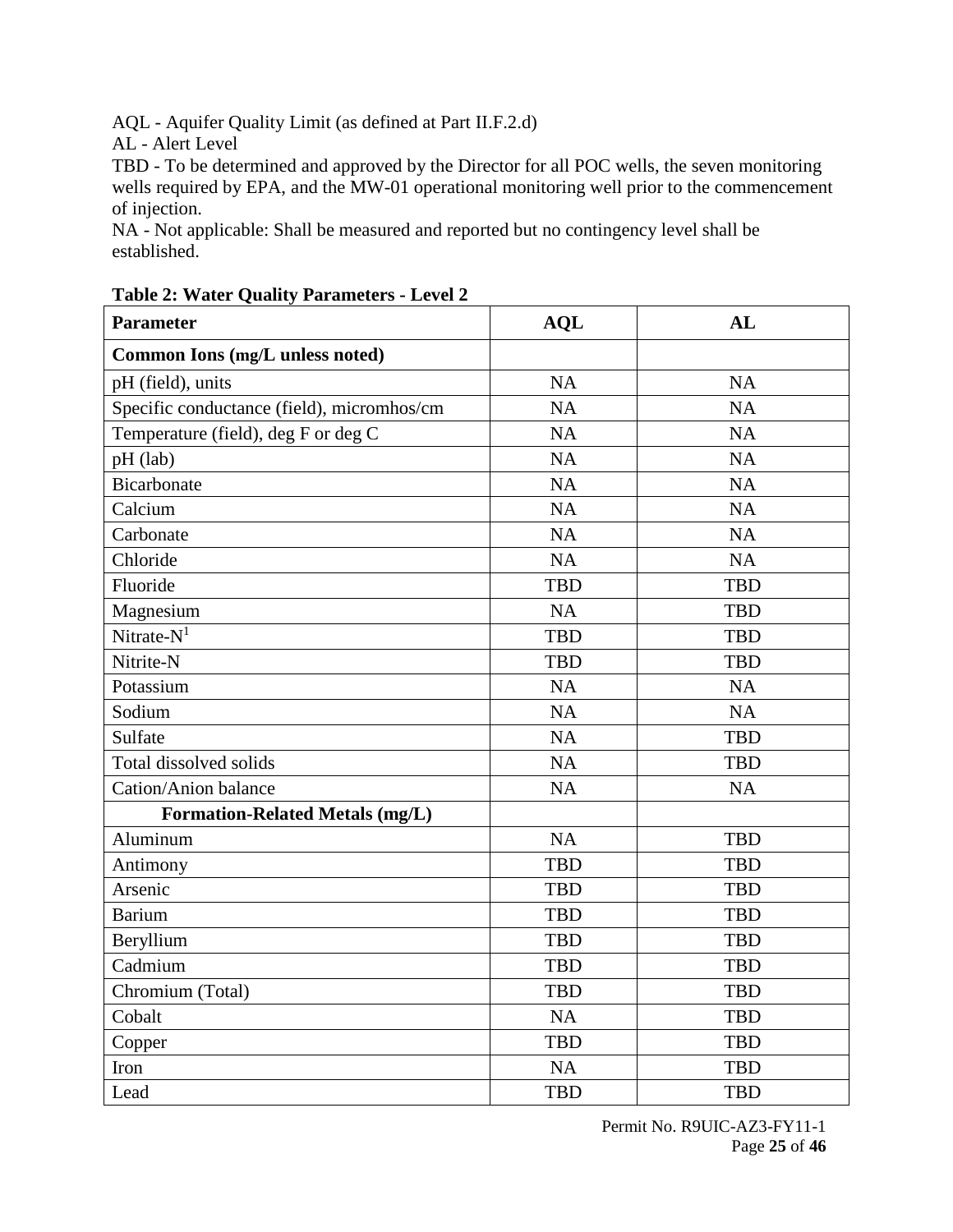AQL - Aquifer Quality Limit (as defined at Part II.F.2.d)

AL - Alert Level

TBD - To be determined and approved by the Director for all POC wells, the seven monitoring wells required by EPA, and the MW-01 operational monitoring well prior to the commencement of injection.

NA - Not applicable: Shall be measured and reported but no contingency level shall be established.

**Table 2: Water Quality Parameters - Level 2**

| Parameter | AQL | AL |
|---|---|---|
| **Common Ions (mg/L unless noted)** | | |
| pH (field), units | NA | NA |
| Specific conductance (field), micromhos/cm | NA | NA |
| Temperature (field), deg F or deg C | NA | NA |
| pH (lab) | NA | NA |
| Bicarbonate | NA | NA |
| Calcium | NA | NA |
| Carbonate | NA | NA |
| Chloride | NA | NA |
| Fluoride | TBD | TBD |
| Magnesium | NA | TBD |
| Nitrate-N[1] | TBD | TBD |
| Nitrite-N | TBD | TBD |
| Potassium | NA | NA |
| Sodium | NA | NA |
| Sulfate | NA | TBD |
| Total dissolved solids | NA | TBD |
| Cation/Anion balance | NA | NA |
| **Formation-Related Metals (mg/L)** | | |
| Aluminum | NA | TBD |
| Antimony | TBD | TBD |
| Arsenic | TBD | TBD |
| Barium | TBD | TBD |
| Beryllium | TBD | TBD |
| Cadmium | TBD | TBD |
| Chromium (Total) | TBD | TBD |
| Cobalt | NA | TBD |
| Copper | TBD | TBD |
| Iron | NA | TBD |
| Lead | TBD | TBD |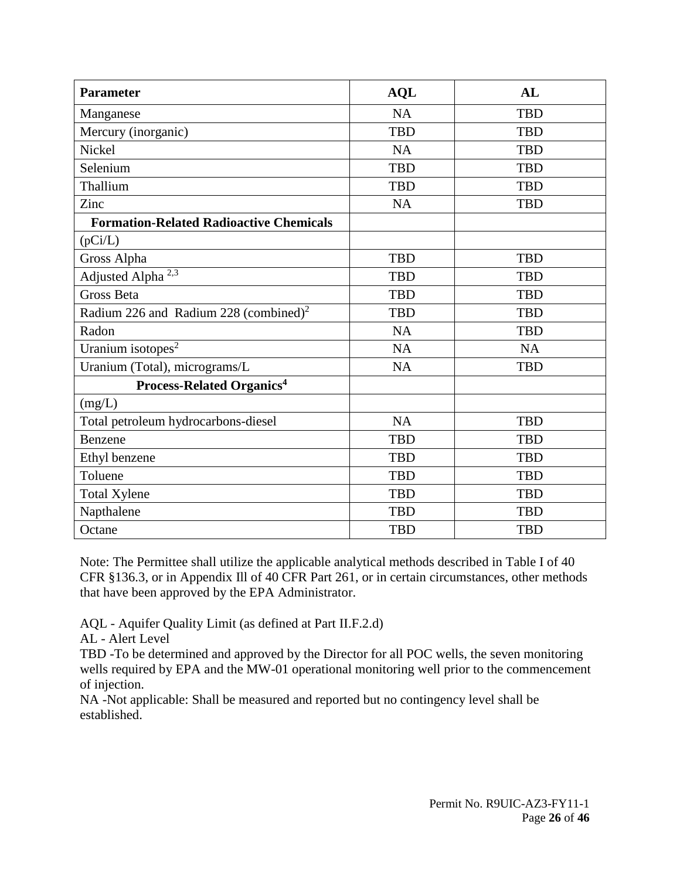| Parameter | AQL | AL |
| --- | --- | --- |
| Manganese | NA | TBD |
| Mercury (inorganic) | TBD | TBD |
| Nickel | NA | TBD |
| Selenium | TBD | TBD |
| Thallium | TBD | TBD |
| Zinc | NA | TBD |
| **Formation-Related Radioactive Chemicals** | | |
| (pCi/L) | | |
| Gross Alpha | TBD | TBD |
| Adjusted Alpha [2,3] | TBD | TBD |
| Gross Beta | TBD | TBD |
| Radium 226 and Radium 228 (combined)[2] | TBD | TBD |
| Radon | NA | TBD |
| Uranium isotopes[2] | NA | NA |
| Uranium (Total), micrograms/L | NA | TBD |
| **Process-Related Organics[4]** | | |
| (mg/L) | | |
| Total petroleum hydrocarbons-diesel | NA | TBD |
| Benzene | TBD | TBD |
| Ethyl benzene | TBD | TBD |
| Toluene | TBD | TBD |
| Total Xylene | TBD | TBD |
| Napthalene | TBD | TBD |
| Octane | TBD | TBD |

Note: The Permittee shall utilize the applicable analytical methods described in Table I of 40 CFR §136.3, or in Appendix Ill of 40 CFR Part 261, or in certain circumstances, other methods that have been approved by the EPA Administrator.

AQL - Aquifer Quality Limit (as defined at Part II.F.2.d)
AL - Alert Level
TBD -To be determined and approved by the Director for all POC wells, the seven monitoring wells required by EPA and the MW-01 operational monitoring well prior to the commencement of injection.
NA -Not applicable: Shall be measured and reported but no contingency level shall be established.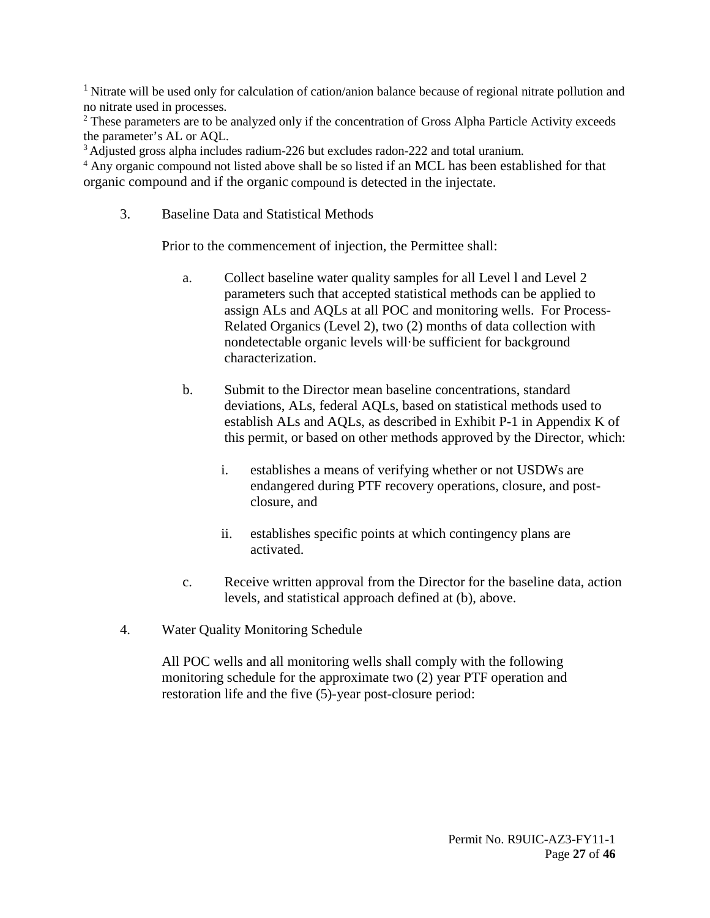[1] Nitrate will be used only for calculation of cation/anion balance because of regional nitrate pollution and no nitrate used in processes.

[2] These parameters are to be analyzed only if the concentration of Gross Alpha Particle Activity exceeds the parameter's AL or AQL.

[3] Adjusted gross alpha includes radium-226 but excludes radon-222 and total uranium.

[4] Any organic compound not listed above shall be so listed if an MCL has been established for that organic compound and if the organic compound is detected in the injectate.

3. Baseline Data and Statistical Methods

   Prior to the commencement of injection, the Permittee shall:

   a. Collect baseline water quality samples for all Level l and Level 2 parameters such that accepted statistical methods can be applied to assign ALs and AQLs at all POC and monitoring wells. For Process-Related Organics (Level 2), two (2) months of data collection with nondetectable organic levels will·be sufficient for background characterization.

   b. Submit to the Director mean baseline concentrations, standard deviations, ALs, federal AQLs, based on statistical methods used to establish ALs and AQLs, as described in Exhibit P-1 in Appendix K of this permit, or based on other methods approved by the Director, which:

      i. establishes a means of verifying whether or not USDWs are endangered during PTF recovery operations, closure, and post-closure, and

      ii. establishes specific points at which contingency plans are activated.

   c. Receive written approval from the Director for the baseline data, action levels, and statistical approach defined at (b), above.

4. Water Quality Monitoring Schedule

   All POC wells and all monitoring wells shall comply with the following monitoring schedule for the approximate two (2) year PTF operation and restoration life and the five (5)-year post-closure period: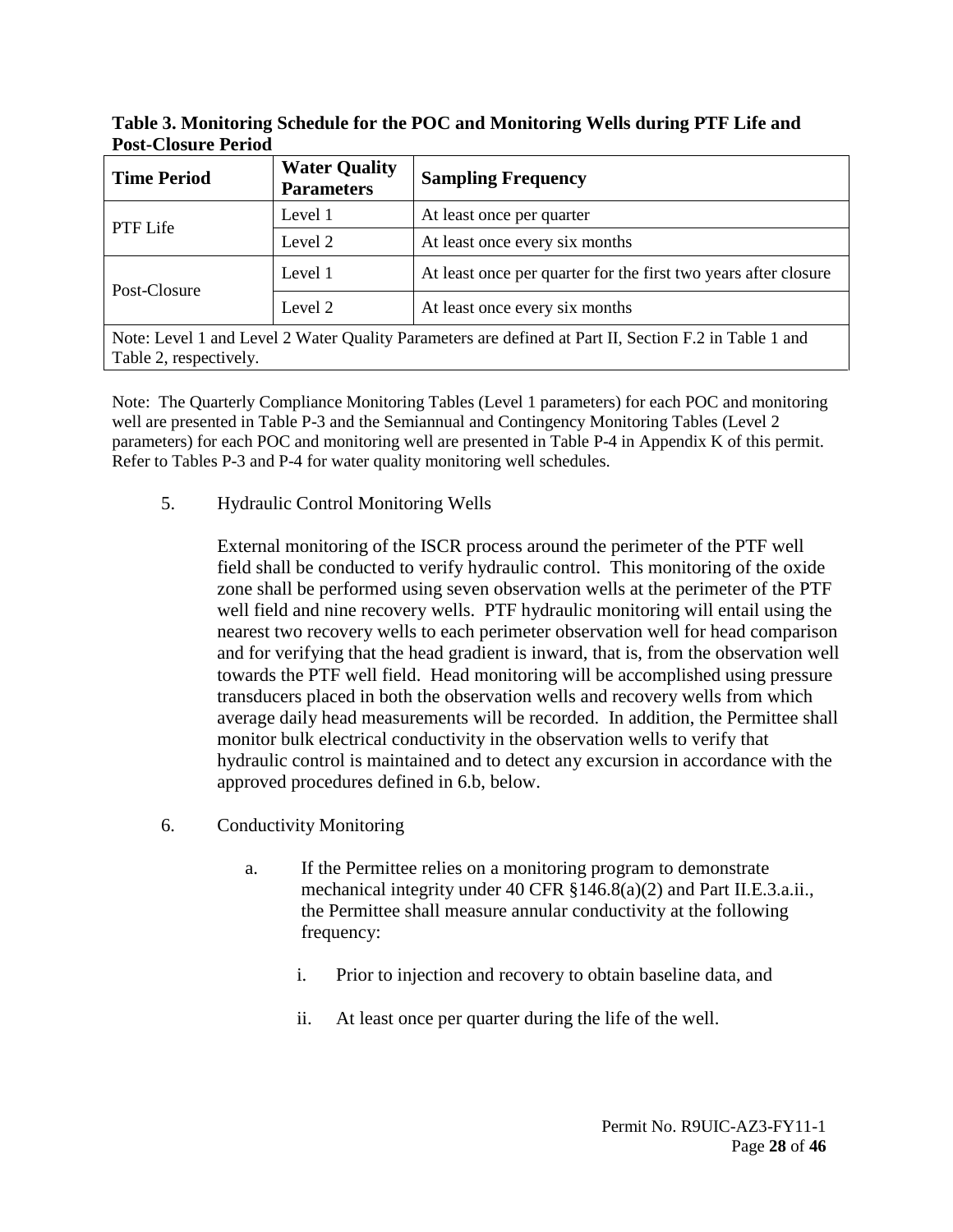**Table 3. Monitoring Schedule for the POC and Monitoring Wells during PTF Life and Post-Closure Period**

| Time Period | Water Quality Parameters | Sampling Frequency |
|---|---|---|
| PTF Life | Level 1 | At least once per quarter |
| | Level 2 | At least once every six months |
| Post-Closure | Level 1 | At least once per quarter for the first two years after closure |
| | Level 2 | At least once every six months |
| Note: Level 1 and Level 2 Water Quality Parameters are defined at Part II, Section F.2 in Table 1 and Table 2, respectively. | | |

Note: The Quarterly Compliance Monitoring Tables (Level 1 parameters) for each POC and monitoring well are presented in Table P-3 and the Semiannual and Contingency Monitoring Tables (Level 2 parameters) for each POC and monitoring well are presented in Table P-4 in Appendix K of this permit. Refer to Tables P-3 and P-4 for water quality monitoring well schedules.

5. Hydraulic Control Monitoring Wells

External monitoring of the ISCR process around the perimeter of the PTF well field shall be conducted to verify hydraulic control. This monitoring of the oxide zone shall be performed using seven observation wells at the perimeter of the PTF well field and nine recovery wells. PTF hydraulic monitoring will entail using the nearest two recovery wells to each perimeter observation well for head comparison and for verifying that the head gradient is inward, that is, from the observation well towards the PTF well field. Head monitoring will be accomplished using pressure transducers placed in both the observation wells and recovery wells from which average daily head measurements will be recorded. In addition, the Permittee shall monitor bulk electrical conductivity in the observation wells to verify that hydraulic control is maintained and to detect any excursion in accordance with the approved procedures defined in 6.b, below.

6. Conductivity Monitoring

a. If the Permittee relies on a monitoring program to demonstrate mechanical integrity under 40 CFR §146.8(a)(2) and Part II.E.3.a.ii., the Permittee shall measure annular conductivity at the following frequency:

i. Prior to injection and recovery to obtain baseline data, and

ii. At least once per quarter during the life of the well.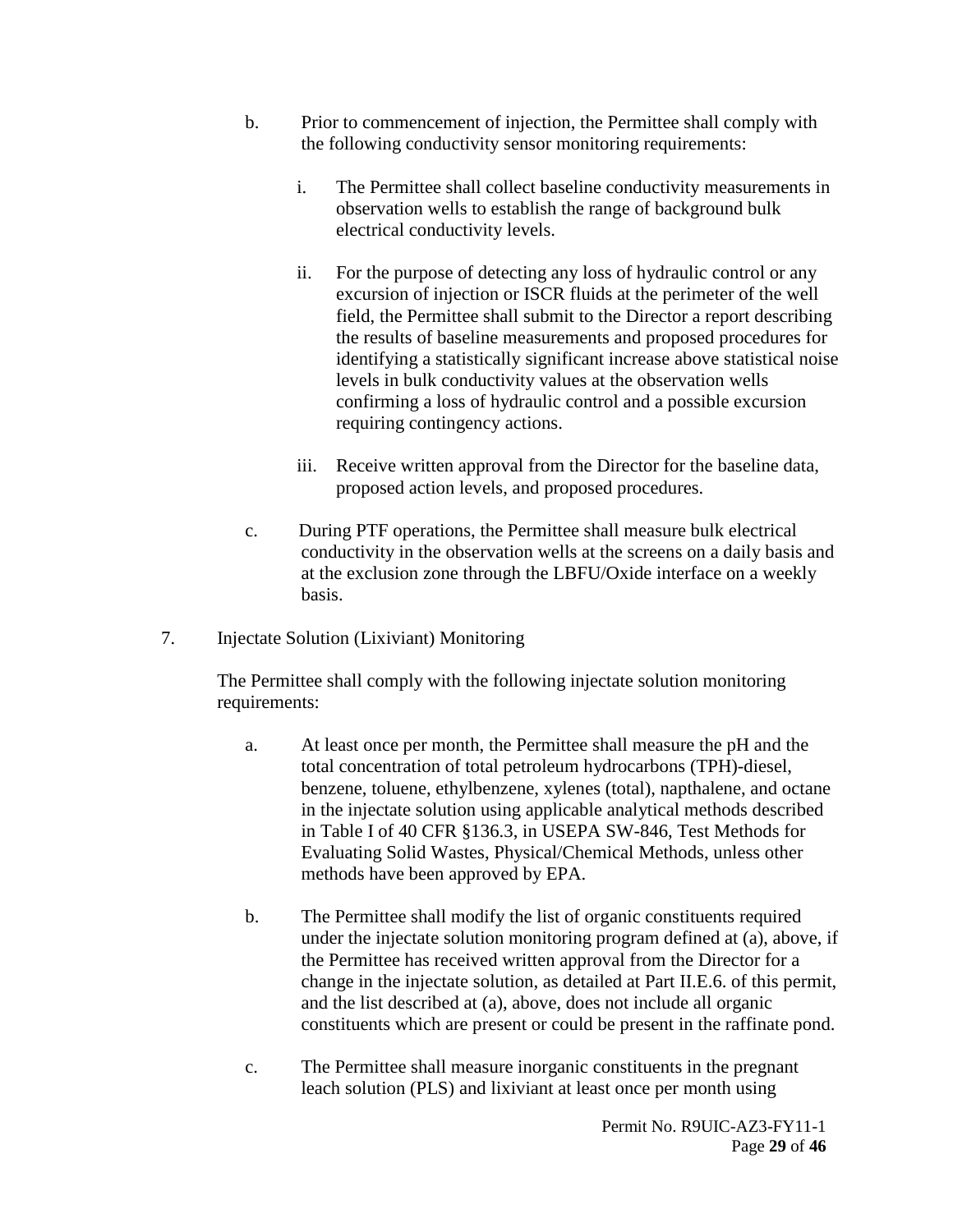b. Prior to commencement of injection, the Permittee shall comply with the following conductivity sensor monitoring requirements:

   i. The Permittee shall collect baseline conductivity measurements in observation wells to establish the range of background bulk electrical conductivity levels.

   ii. For the purpose of detecting any loss of hydraulic control or any excursion of injection or ISCR fluids at the perimeter of the well field, the Permittee shall submit to the Director a report describing the results of baseline measurements and proposed procedures for identifying a statistically significant increase above statistical noise levels in bulk conductivity values at the observation wells confirming a loss of hydraulic control and a possible excursion requiring contingency actions.

   iii. Receive written approval from the Director for the baseline data, proposed action levels, and proposed procedures.

c. During PTF operations, the Permittee shall measure bulk electrical conductivity in the observation wells at the screens on a daily basis and at the exclusion zone through the LBFU/Oxide interface on a weekly basis.

7. Injectate Solution (Lixiviant) Monitoring

The Permittee shall comply with the following injectate solution monitoring requirements:

a. At least once per month, the Permittee shall measure the pH and the total concentration of total petroleum hydrocarbons (TPH)-diesel, benzene, toluene, ethylbenzene, xylenes (total), napthalene, and octane in the injectate solution using applicable analytical methods described in Table I of 40 CFR §136.3, in USEPA SW-846, Test Methods for Evaluating Solid Wastes, Physical/Chemical Methods, unless other methods have been approved by EPA.

b. The Permittee shall modify the list of organic constituents required under the injectate solution monitoring program defined at (a), above, if the Permittee has received written approval from the Director for a change in the injectate solution, as detailed at Part II.E.6. of this permit, and the list described at (a), above, does not include all organic constituents which are present or could be present in the raffinate pond.

c. The Permittee shall measure inorganic constituents in the pregnant leach solution (PLS) and lixiviant at least once per month using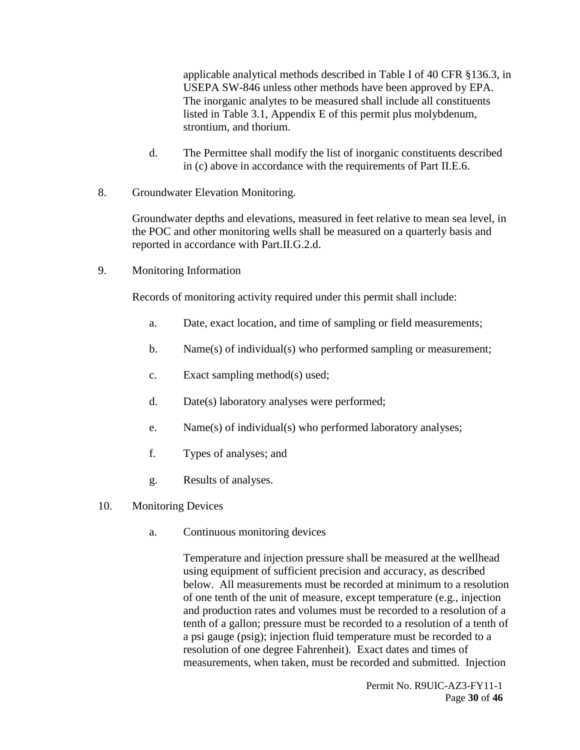applicable analytical methods described in Table I of 40 CFR §136.3, in USEPA SW-846 unless other methods have been approved by EPA. The inorganic analytes to be measured shall include all constituents listed in Table 3.1, Appendix E of this permit plus molybdenum, strontium, and thorium.

d. The Permittee shall modify the list of inorganic constituents described in (c) above in accordance with the requirements of Part II.E.6.

8. Groundwater Elevation Monitoring.

Groundwater depths and elevations, measured in feet relative to mean sea level, in the POC and other monitoring wells shall be measured on a quarterly basis and reported in accordance with Part.II.G.2.d.

9. Monitoring Information

Records of monitoring activity required under this permit shall include:

a. Date, exact location, and time of sampling or field measurements;

b. Name(s) of individual(s) who performed sampling or measurement;

c. Exact sampling method(s) used;

d. Date(s) laboratory analyses were performed;

e. Name(s) of individual(s) who performed laboratory analyses;

f. Types of analyses; and

g. Results of analyses.

10. Monitoring Devices

a. Continuous monitoring devices

Temperature and injection pressure shall be measured at the wellhead using equipment of sufficient precision and accuracy, as described below. All measurements must be recorded at minimum to a resolution of one tenth of the unit of measure, except temperature (e.g., injection and production rates and volumes must be recorded to a resolution of a tenth of a gallon; pressure must be recorded to a resolution of a tenth of a psi gauge (psig); injection fluid temperature must be recorded to a resolution of one degree Fahrenheit). Exact dates and times of measurements, when taken, must be recorded and submitted. Injection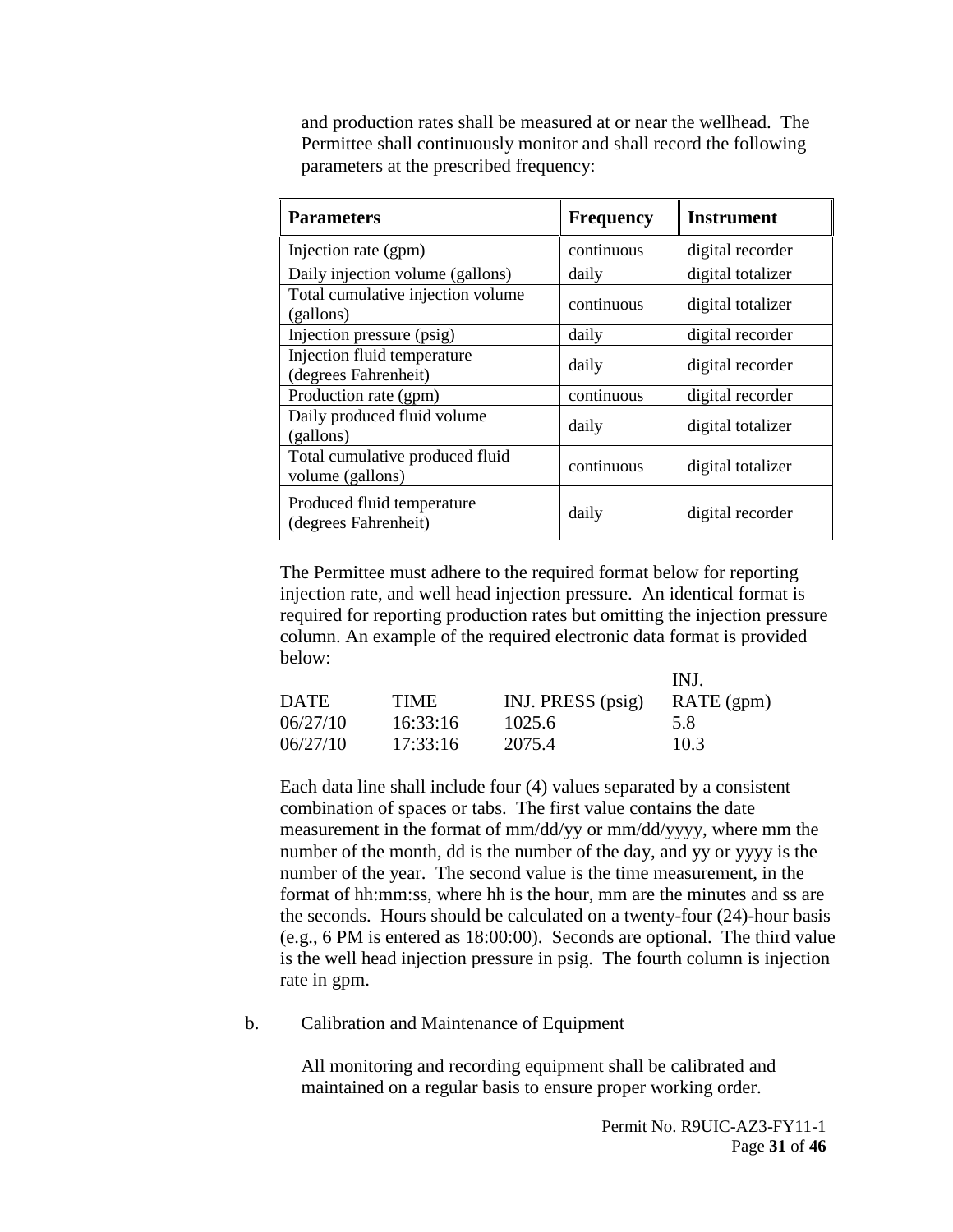and production rates shall be measured at or near the wellhead. The Permittee shall continuously monitor and shall record the following parameters at the prescribed frequency:

| Parameters | Frequency | Instrument |
|---|---|---|
| Injection rate (gpm) | continuous | digital recorder |
| Daily injection volume (gallons) | daily | digital totalizer |
| Total cumulative injection volume (gallons) | continuous | digital totalizer |
| Injection pressure (psig) | daily | digital recorder |
| Injection fluid temperature (degrees Fahrenheit) | daily | digital recorder |
| Production rate (gpm) | continuous | digital recorder |
| Daily produced fluid volume (gallons) | daily | digital totalizer |
| Total cumulative produced fluid volume (gallons) | continuous | digital totalizer |
| Produced fluid temperature (degrees Fahrenheit) | daily | digital recorder |

The Permittee must adhere to the required format below for reporting injection rate, and well head injection pressure. An identical format is required for reporting production rates but omitting the injection pressure column. An example of the required electronic data format is provided below:

| DATE | TIME | INJ. PRESS (psig) | INJ. RATE (gpm) |
|---|---|---|---|
| 06/27/10 | 16:33:16 | 1025.6 | 5.8 |
| 06/27/10 | 17:33:16 | 2075.4 | 10.3 |

Each data line shall include four (4) values separated by a consistent combination of spaces or tabs. The first value contains the date measurement in the format of mm/dd/yy or mm/dd/yyyy, where mm the number of the month, dd is the number of the day, and yy or yyyy is the number of the year. The second value is the time measurement, in the format of hh:mm:ss, where hh is the hour, mm are the minutes and ss are the seconds. Hours should be calculated on a twenty-four (24)-hour basis (e.g., 6 PM is entered as 18:00:00). Seconds are optional. The third value is the well head injection pressure in psig. The fourth column is injection rate in gpm.

b. Calibration and Maintenance of Equipment

All monitoring and recording equipment shall be calibrated and maintained on a regular basis to ensure proper working order.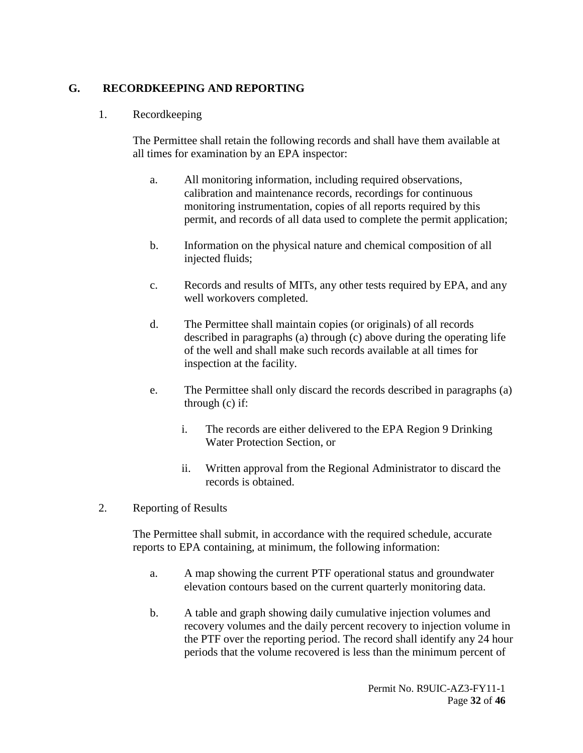## G. RECORDKEEPING AND REPORTING

1. Recordkeeping

   The Permittee shall retain the following records and shall have them available at all times for examination by an EPA inspector:

   a. All monitoring information, including required observations, calibration and maintenance records, recordings for continuous monitoring instrumentation, copies of all reports required by this permit, and records of all data used to complete the permit application;

   b. Information on the physical nature and chemical composition of all injected fluids;

   c. Records and results of MITs, any other tests required by EPA, and any well workovers completed.

   d. The Permittee shall maintain copies (or originals) of all records described in paragraphs (a) through (c) above during the operating life of the well and shall make such records available at all times for inspection at the facility.

   e. The Permittee shall only discard the records described in paragraphs (a) through (c) if:

      i. The records are either delivered to the EPA Region 9 Drinking Water Protection Section, or

      ii. Written approval from the Regional Administrator to discard the records is obtained.

2. Reporting of Results

   The Permittee shall submit, in accordance with the required schedule, accurate reports to EPA containing, at minimum, the following information:

   a. A map showing the current PTF operational status and groundwater elevation contours based on the current quarterly monitoring data.

   b. A table and graph showing daily cumulative injection volumes and recovery volumes and the daily percent recovery to injection volume in the PTF over the reporting period. The record shall identify any 24 hour periods that the volume recovered is less than the minimum percent of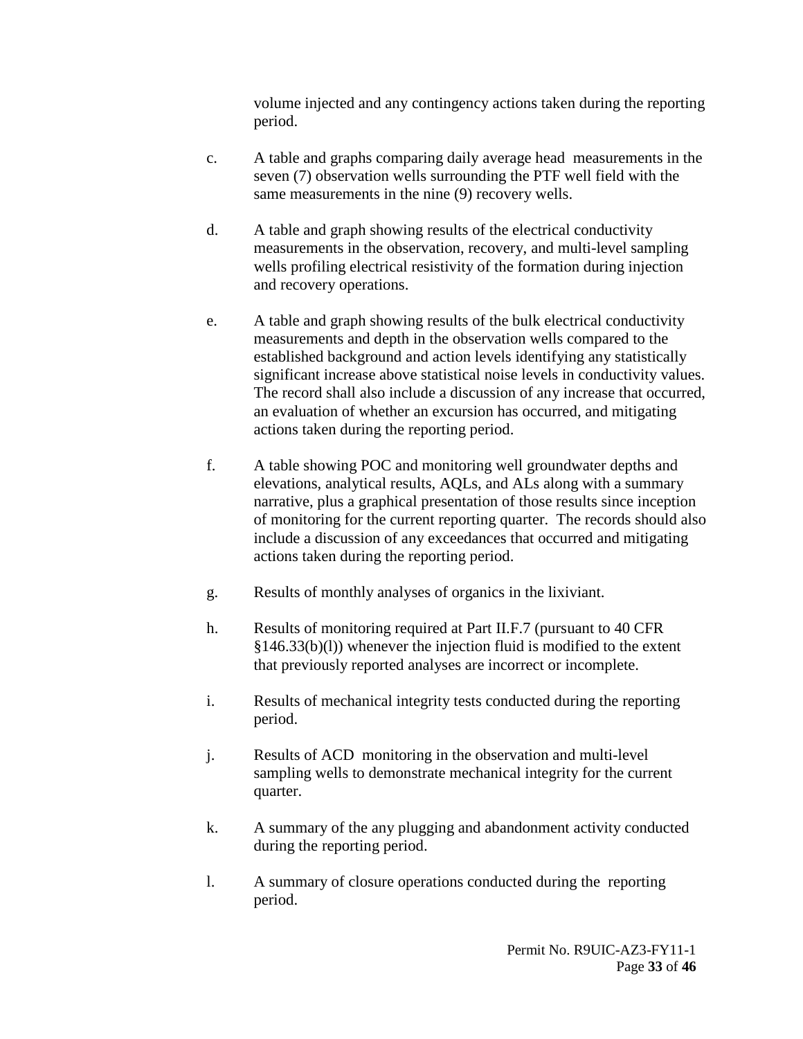volume injected and any contingency actions taken during the reporting period.

c. A table and graphs comparing daily average head measurements in the seven (7) observation wells surrounding the PTF well field with the same measurements in the nine (9) recovery wells.

d. A table and graph showing results of the electrical conductivity measurements in the observation, recovery, and multi-level sampling wells profiling electrical resistivity of the formation during injection and recovery operations.

e. A table and graph showing results of the bulk electrical conductivity measurements and depth in the observation wells compared to the established background and action levels identifying any statistically significant increase above statistical noise levels in conductivity values. The record shall also include a discussion of any increase that occurred, an evaluation of whether an excursion has occurred, and mitigating actions taken during the reporting period.

f. A table showing POC and monitoring well groundwater depths and elevations, analytical results, AQLs, and ALs along with a summary narrative, plus a graphical presentation of those results since inception of monitoring for the current reporting quarter. The records should also include a discussion of any exceedances that occurred and mitigating actions taken during the reporting period.

g. Results of monthly analyses of organics in the lixiviant.

h. Results of monitoring required at Part II.F.7 (pursuant to 40 CFR §146.33(b)(l)) whenever the injection fluid is modified to the extent that previously reported analyses are incorrect or incomplete.

i. Results of mechanical integrity tests conducted during the reporting period.

j. Results of ACD monitoring in the observation and multi-level sampling wells to demonstrate mechanical integrity for the current quarter.

k. A summary of the any plugging and abandonment activity conducted during the reporting period.

l. A summary of closure operations conducted during the reporting period.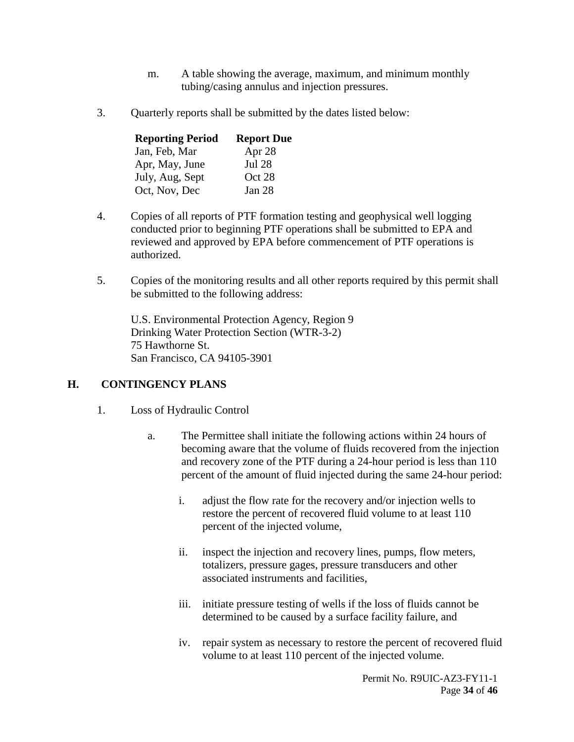m. A table showing the average, maximum, and minimum monthly tubing/casing annulus and injection pressures.

3. Quarterly reports shall be submitted by the dates listed below:

| Reporting Period | Report Due |
| --- | --- |
| Jan, Feb, Mar | Apr 28 |
| Apr, May, June | Jul 28 |
| July, Aug, Sept | Oct 28 |
| Oct, Nov, Dec | Jan 28 |

4. Copies of all reports of PTF formation testing and geophysical well logging conducted prior to beginning PTF operations shall be submitted to EPA and reviewed and approved by EPA before commencement of PTF operations is authorized.

5. Copies of the monitoring results and all other reports required by this permit shall be submitted to the following address:

   U.S. Environmental Protection Agency, Region 9
   Drinking Water Protection Section (WTR-3-2)
   75 Hawthorne St.
   San Francisco, CA 94105-3901

## H. CONTINGENCY PLANS

1. Loss of Hydraulic Control

   a. The Permittee shall initiate the following actions within 24 hours of becoming aware that the volume of fluids recovered from the injection and recovery zone of the PTF during a 24-hour period is less than 110 percent of the amount of fluid injected during the same 24-hour period:

      i. adjust the flow rate for the recovery and/or injection wells to restore the percent of recovered fluid volume to at least 110 percent of the injected volume,

      ii. inspect the injection and recovery lines, pumps, flow meters, totalizers, pressure gages, pressure transducers and other associated instruments and facilities,

      iii. initiate pressure testing of wells if the loss of fluids cannot be determined to be caused by a surface facility failure, and

      iv. repair system as necessary to restore the percent of recovered fluid volume to at least 110 percent of the injected volume.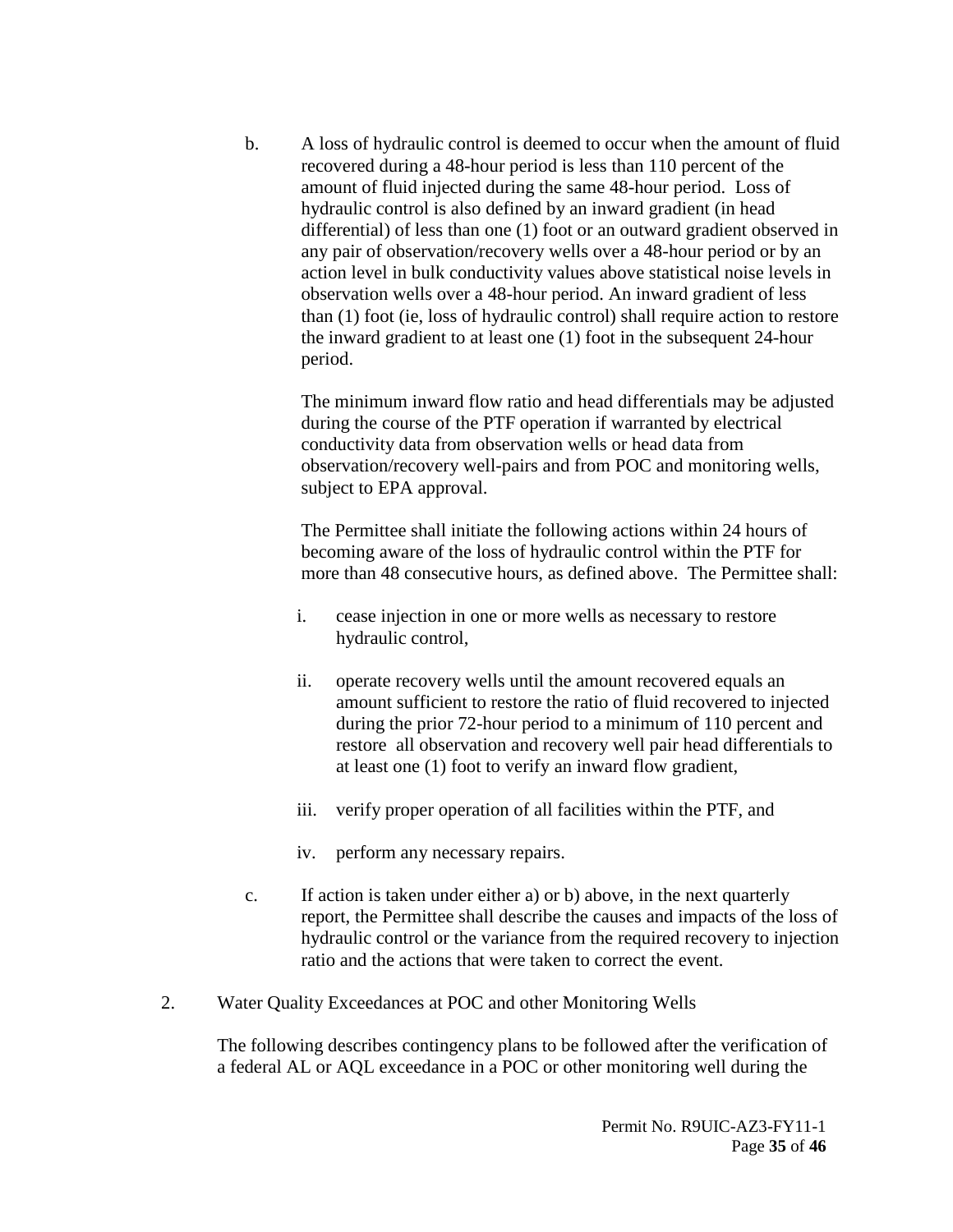b. A loss of hydraulic control is deemed to occur when the amount of fluid recovered during a 48-hour period is less than 110 percent of the amount of fluid injected during the same 48-hour period. Loss of hydraulic control is also defined by an inward gradient (in head differential) of less than one (1) foot or an outward gradient observed in any pair of observation/recovery wells over a 48-hour period or by an action level in bulk conductivity values above statistical noise levels in observation wells over a 48-hour period. An inward gradient of less than (1) foot (ie, loss of hydraulic control) shall require action to restore the inward gradient to at least one (1) foot in the subsequent 24-hour period.

   The minimum inward flow ratio and head differentials may be adjusted during the course of the PTF operation if warranted by electrical conductivity data from observation wells or head data from observation/recovery well-pairs and from POC and monitoring wells, subject to EPA approval.

   The Permittee shall initiate the following actions within 24 hours of becoming aware of the loss of hydraulic control within the PTF for more than 48 consecutive hours, as defined above. The Permittee shall:

   i. cease injection in one or more wells as necessary to restore hydraulic control,

   ii. operate recovery wells until the amount recovered equals an amount sufficient to restore the ratio of fluid recovered to injected during the prior 72-hour period to a minimum of 110 percent and restore all observation and recovery well pair head differentials to at least one (1) foot to verify an inward flow gradient,

   iii. verify proper operation of all facilities within the PTF, and

   iv. perform any necessary repairs.

c. If action is taken under either a) or b) above, in the next quarterly report, the Permittee shall describe the causes and impacts of the loss of hydraulic control or the variance from the required recovery to injection ratio and the actions that were taken to correct the event.

2. Water Quality Exceedances at POC and other Monitoring Wells

   The following describes contingency plans to be followed after the verification of a federal AL or AQL exceedance in a POC or other monitoring well during the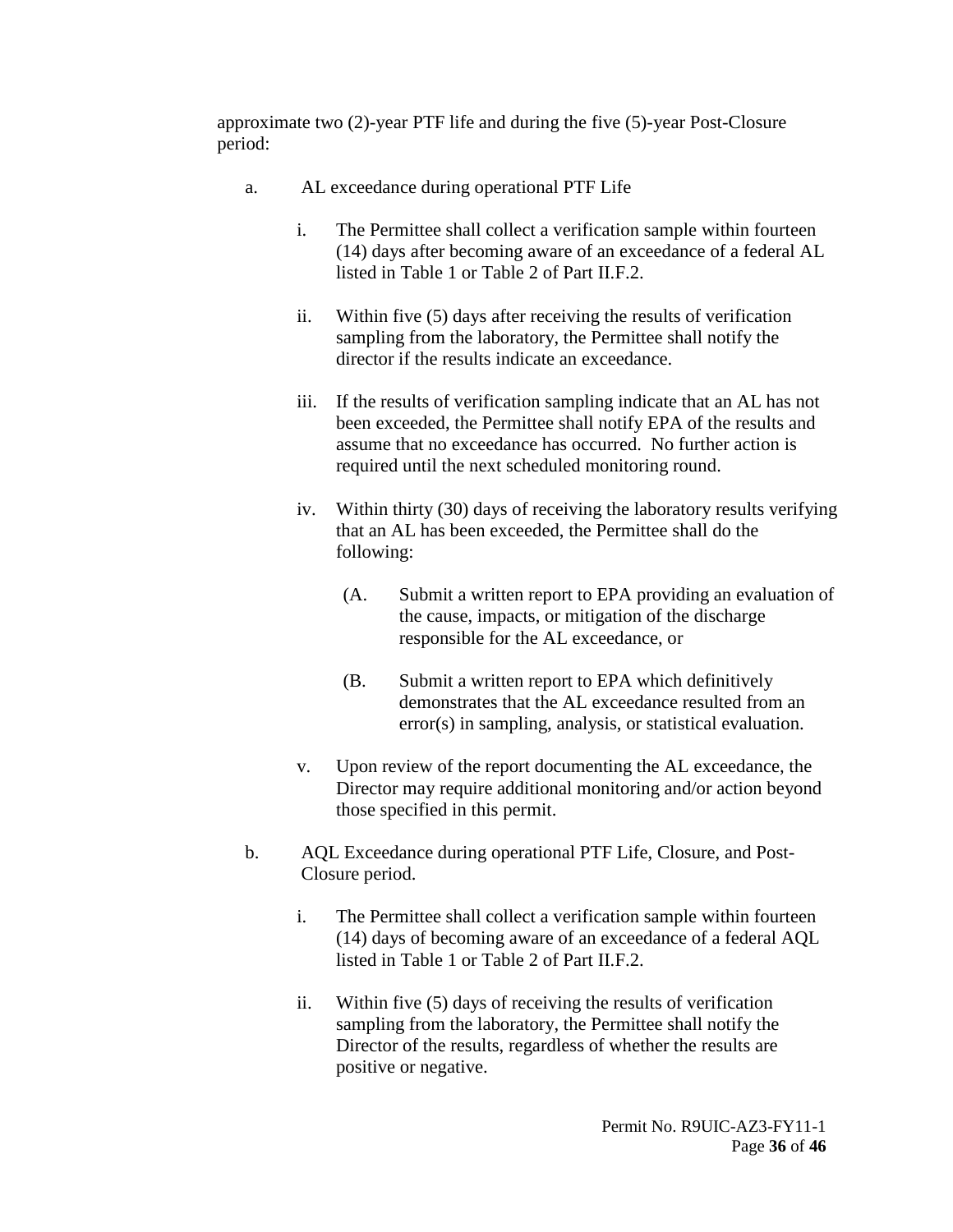approximate two (2)-year PTF life and during the five (5)-year Post-Closure period:

a. AL exceedance during operational PTF Life

   i. The Permittee shall collect a verification sample within fourteen (14) days after becoming aware of an exceedance of a federal AL listed in Table 1 or Table 2 of Part II.F.2.

   ii. Within five (5) days after receiving the results of verification sampling from the laboratory, the Permittee shall notify the director if the results indicate an exceedance.

   iii. If the results of verification sampling indicate that an AL has not been exceeded, the Permittee shall notify EPA of the results and assume that no exceedance has occurred. No further action is required until the next scheduled monitoring round.

   iv. Within thirty (30) days of receiving the laboratory results verifying that an AL has been exceeded, the Permittee shall do the following:

      (A. Submit a written report to EPA providing an evaluation of the cause, impacts, or mitigation of the discharge responsible for the AL exceedance, or

      (B. Submit a written report to EPA which definitively demonstrates that the AL exceedance resulted from an error(s) in sampling, analysis, or statistical evaluation.

   v. Upon review of the report documenting the AL exceedance, the Director may require additional monitoring and/or action beyond those specified in this permit.

b. AQL Exceedance during operational PTF Life, Closure, and Post-Closure period.

   i. The Permittee shall collect a verification sample within fourteen (14) days of becoming aware of an exceedance of a federal AQL listed in Table 1 or Table 2 of Part II.F.2.

   ii. Within five (5) days of receiving the results of verification sampling from the laboratory, the Permittee shall notify the Director of the results, regardless of whether the results are positive or negative.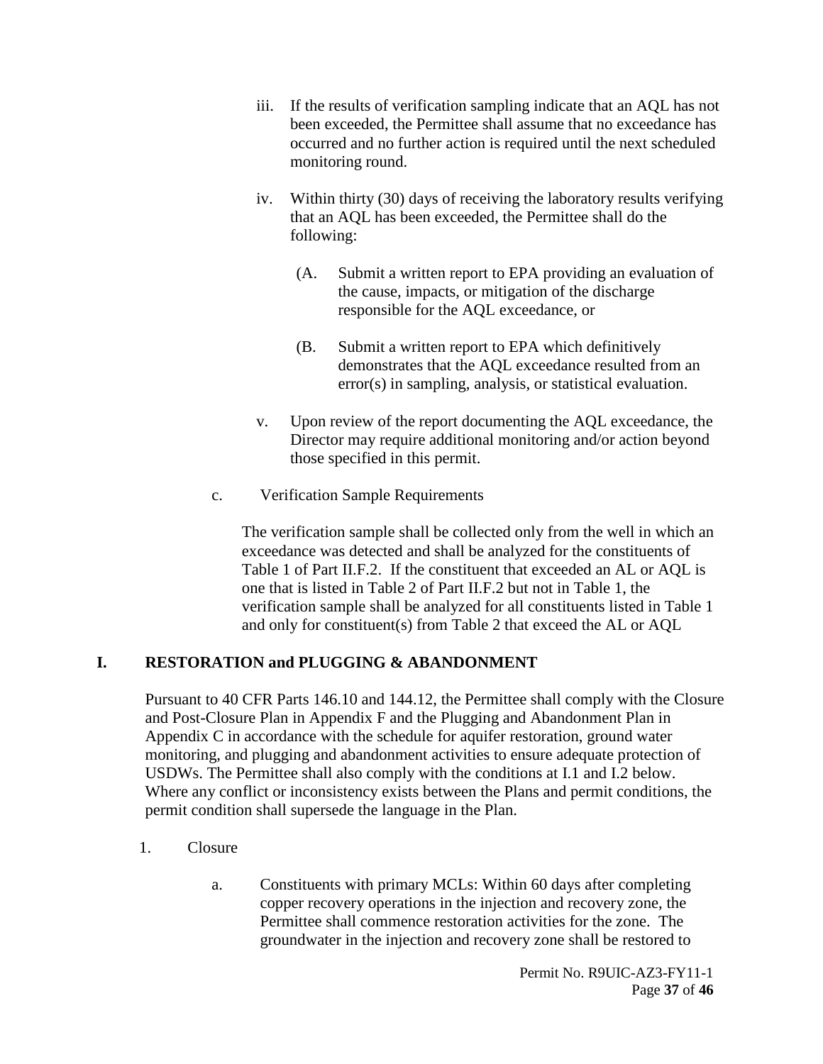iii. If the results of verification sampling indicate that an AQL has not been exceeded, the Permittee shall assume that no exceedance has occurred and no further action is required until the next scheduled monitoring round.

iv. Within thirty (30) days of receiving the laboratory results verifying that an AQL has been exceeded, the Permittee shall do the following:

(A. Submit a written report to EPA providing an evaluation of the cause, impacts, or mitigation of the discharge responsible for the AQL exceedance, or

(B. Submit a written report to EPA which definitively demonstrates that the AQL exceedance resulted from an error(s) in sampling, analysis, or statistical evaluation.

v. Upon review of the report documenting the AQL exceedance, the Director may require additional monitoring and/or action beyond those specified in this permit.

c. Verification Sample Requirements

The verification sample shall be collected only from the well in which an exceedance was detected and shall be analyzed for the constituents of Table 1 of Part II.F.2. If the constituent that exceeded an AL or AQL is one that is listed in Table 2 of Part II.F.2 but not in Table 1, the verification sample shall be analyzed for all constituents listed in Table 1 and only for constituent(s) from Table 2 that exceed the AL or AQL

## I. RESTORATION and PLUGGING & ABANDONMENT

Pursuant to 40 CFR Parts 146.10 and 144.12, the Permittee shall comply with the Closure and Post-Closure Plan in Appendix F and the Plugging and Abandonment Plan in Appendix C in accordance with the schedule for aquifer restoration, ground water monitoring, and plugging and abandonment activities to ensure adequate protection of USDWs. The Permittee shall also comply with the conditions at I.1 and I.2 below. Where any conflict or inconsistency exists between the Plans and permit conditions, the permit condition shall supersede the language in the Plan.

1. Closure

a. Constituents with primary MCLs: Within 60 days after completing copper recovery operations in the injection and recovery zone, the Permittee shall commence restoration activities for the zone. The groundwater in the injection and recovery zone shall be restored to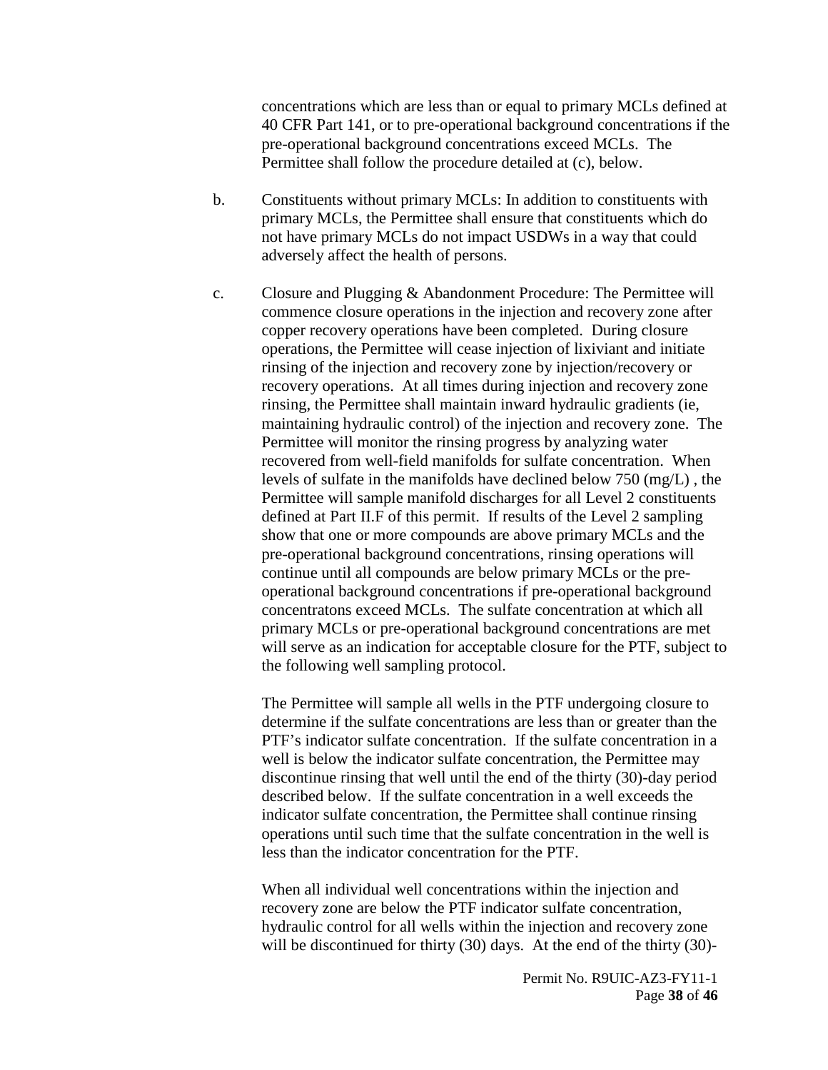concentrations which are less than or equal to primary MCLs defined at 40 CFR Part 141, or to pre-operational background concentrations if the pre-operational background concentrations exceed MCLs. The Permittee shall follow the procedure detailed at (c), below.

b. Constituents without primary MCLs: In addition to constituents with primary MCLs, the Permittee shall ensure that constituents which do not have primary MCLs do not impact USDWs in a way that could adversely affect the health of persons.

c. Closure and Plugging & Abandonment Procedure: The Permittee will commence closure operations in the injection and recovery zone after copper recovery operations have been completed. During closure operations, the Permittee will cease injection of lixiviant and initiate rinsing of the injection and recovery zone by injection/recovery or recovery operations. At all times during injection and recovery zone rinsing, the Permittee shall maintain inward hydraulic gradients (ie, maintaining hydraulic control) of the injection and recovery zone. The Permittee will monitor the rinsing progress by analyzing water recovered from well-field manifolds for sulfate concentration. When levels of sulfate in the manifolds have declined below 750 (mg/L) , the Permittee will sample manifold discharges for all Level 2 constituents defined at Part II.F of this permit. If results of the Level 2 sampling show that one or more compounds are above primary MCLs and the pre-operational background concentrations, rinsing operations will continue until all compounds are below primary MCLs or the pre-operational background concentrations if pre-operational background concentratons exceed MCLs. The sulfate concentration at which all primary MCLs or pre-operational background concentrations are met will serve as an indication for acceptable closure for the PTF, subject to the following well sampling protocol.

The Permittee will sample all wells in the PTF undergoing closure to determine if the sulfate concentrations are less than or greater than the PTF's indicator sulfate concentration. If the sulfate concentration in a well is below the indicator sulfate concentration, the Permittee may discontinue rinsing that well until the end of the thirty (30)-day period described below. If the sulfate concentration in a well exceeds the indicator sulfate concentration, the Permittee shall continue rinsing operations until such time that the sulfate concentration in the well is less than the indicator concentration for the PTF.

When all individual well concentrations within the injection and recovery zone are below the PTF indicator sulfate concentration, hydraulic control for all wells within the injection and recovery zone will be discontinued for thirty (30) days. At the end of the thirty (30)-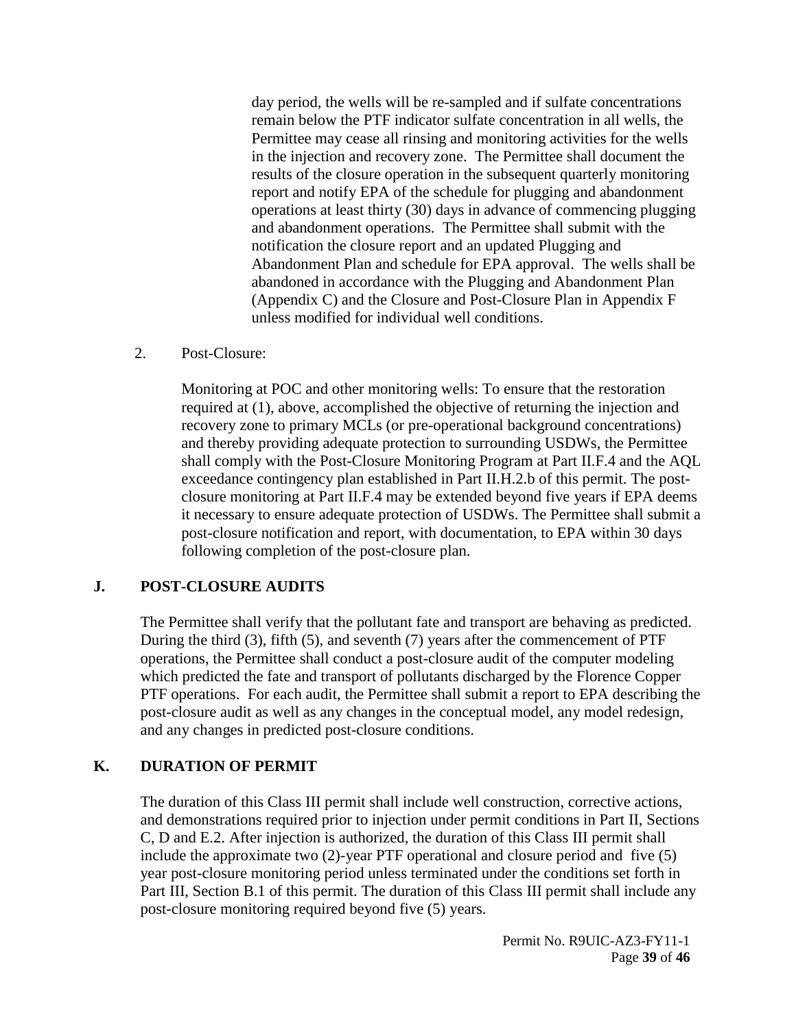day period, the wells will be re-sampled and if sulfate concentrations remain below the PTF indicator sulfate concentration in all wells, the Permittee may cease all rinsing and monitoring activities for the wells in the injection and recovery zone. The Permittee shall document the results of the closure operation in the subsequent quarterly monitoring report and notify EPA of the schedule for plugging and abandonment operations at least thirty (30) days in advance of commencing plugging and abandonment operations. The Permittee shall submit with the notification the closure report and an updated Plugging and Abandonment Plan and schedule for EPA approval. The wells shall be abandoned in accordance with the Plugging and Abandonment Plan (Appendix C) and the Closure and Post-Closure Plan in Appendix F unless modified for individual well conditions.

2. Post-Closure:

Monitoring at POC and other monitoring wells: To ensure that the restoration required at (1), above, accomplished the objective of returning the injection and recovery zone to primary MCLs (or pre-operational background concentrations) and thereby providing adequate protection to surrounding USDWs, the Permittee shall comply with the Post-Closure Monitoring Program at Part II.F.4 and the AQL exceedance contingency plan established in Part II.H.2.b of this permit. The post-closure monitoring at Part II.F.4 may be extended beyond five years if EPA deems it necessary to ensure adequate protection of USDWs. The Permittee shall submit a post-closure notification and report, with documentation, to EPA within 30 days following completion of the post-closure plan.

## J. POST-CLOSURE AUDITS

The Permittee shall verify that the pollutant fate and transport are behaving as predicted. During the third (3), fifth (5), and seventh (7) years after the commencement of PTF operations, the Permittee shall conduct a post-closure audit of the computer modeling which predicted the fate and transport of pollutants discharged by the Florence Copper PTF operations. For each audit, the Permittee shall submit a report to EPA describing the post-closure audit as well as any changes in the conceptual model, any model redesign, and any changes in predicted post-closure conditions.

## K. DURATION OF PERMIT

The duration of this Class III permit shall include well construction, corrective actions, and demonstrations required prior to injection under permit conditions in Part II, Sections C, D and E.2. After injection is authorized, the duration of this Class III permit shall include the approximate two (2)-year PTF operational and closure period and five (5) year post-closure monitoring period unless terminated under the conditions set forth in Part III, Section B.1 of this permit. The duration of this Class III permit shall include any post-closure monitoring required beyond five (5) years.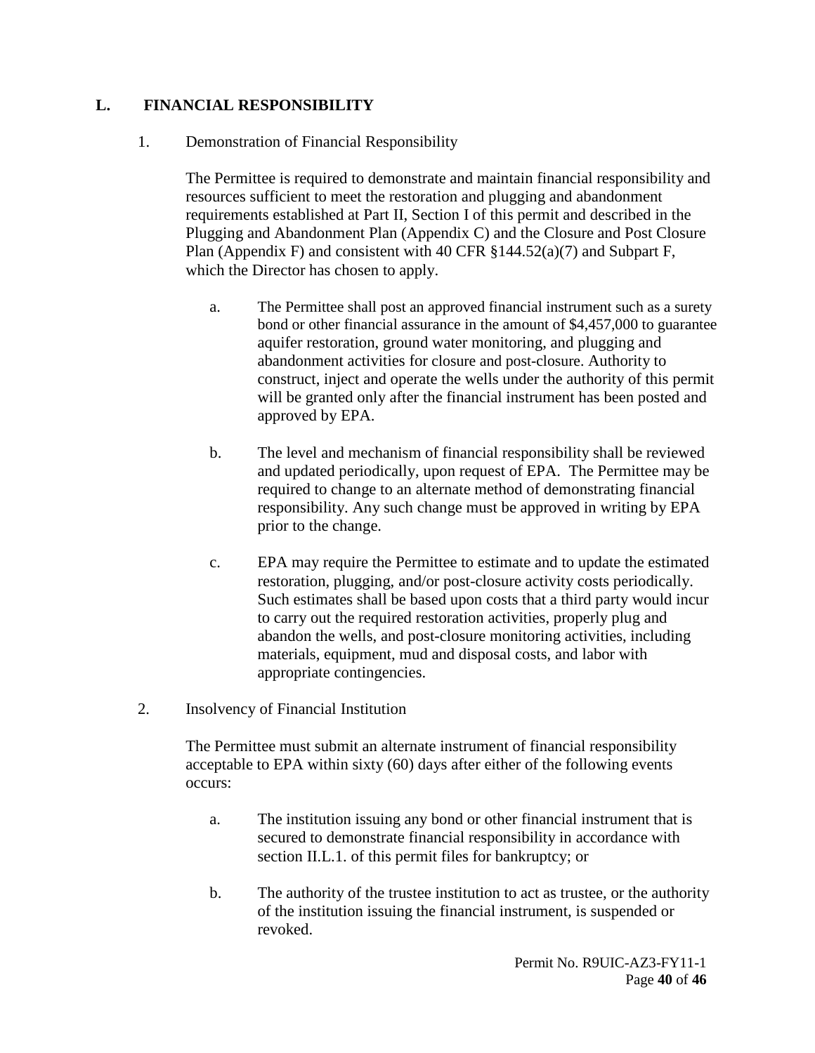## L. FINANCIAL RESPONSIBILITY

1. Demonstration of Financial Responsibility

   The Permittee is required to demonstrate and maintain financial responsibility and resources sufficient to meet the restoration and plugging and abandonment requirements established at Part II, Section I of this permit and described in the Plugging and Abandonment Plan (Appendix C) and the Closure and Post Closure Plan (Appendix F) and consistent with 40 CFR §144.52(a)(7) and Subpart F, which the Director has chosen to apply.

   a. The Permittee shall post an approved financial instrument such as a surety bond or other financial assurance in the amount of $4,457,000 to guarantee aquifer restoration, ground water monitoring, and plugging and abandonment activities for closure and post-closure. Authority to construct, inject and operate the wells under the authority of this permit will be granted only after the financial instrument has been posted and approved by EPA.

   b. The level and mechanism of financial responsibility shall be reviewed and updated periodically, upon request of EPA. The Permittee may be required to change to an alternate method of demonstrating financial responsibility. Any such change must be approved in writing by EPA prior to the change.

   c. EPA may require the Permittee to estimate and to update the estimated restoration, plugging, and/or post-closure activity costs periodically. Such estimates shall be based upon costs that a third party would incur to carry out the required restoration activities, properly plug and abandon the wells, and post-closure monitoring activities, including materials, equipment, mud and disposal costs, and labor with appropriate contingencies.

2. Insolvency of Financial Institution

   The Permittee must submit an alternate instrument of financial responsibility acceptable to EPA within sixty (60) days after either of the following events occurs:

   a. The institution issuing any bond or other financial instrument that is secured to demonstrate financial responsibility in accordance with section II.L.1. of this permit files for bankruptcy; or

   b. The authority of the trustee institution to act as trustee, or the authority of the institution issuing the financial instrument, is suspended or revoked.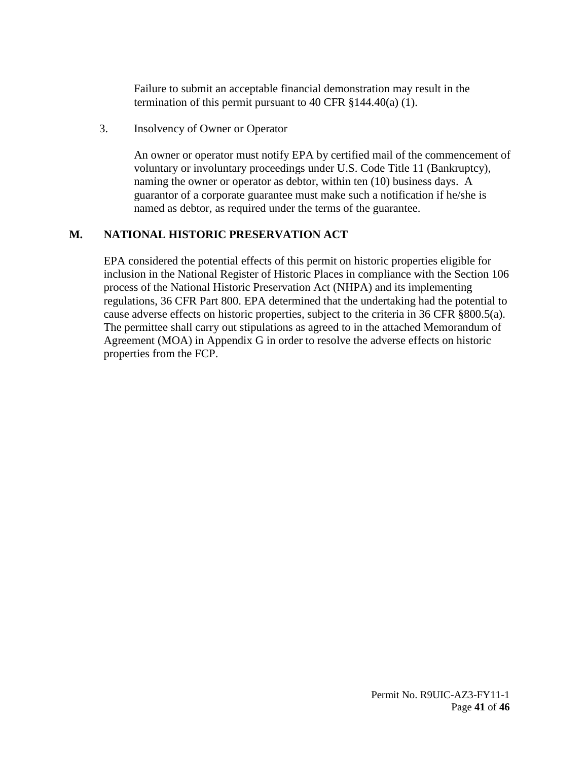Failure to submit an acceptable financial demonstration may result in the termination of this permit pursuant to 40 CFR §144.40(a) (1).

3. Insolvency of Owner or Operator

An owner or operator must notify EPA by certified mail of the commencement of voluntary or involuntary proceedings under U.S. Code Title 11 (Bankruptcy), naming the owner or operator as debtor, within ten (10) business days. A guarantor of a corporate guarantee must make such a notification if he/she is named as debtor, as required under the terms of the guarantee.

## M. NATIONAL HISTORIC PRESERVATION ACT

EPA considered the potential effects of this permit on historic properties eligible for inclusion in the National Register of Historic Places in compliance with the Section 106 process of the National Historic Preservation Act (NHPA) and its implementing regulations, 36 CFR Part 800. EPA determined that the undertaking had the potential to cause adverse effects on historic properties, subject to the criteria in 36 CFR §800.5(a). The permittee shall carry out stipulations as agreed to in the attached Memorandum of Agreement (MOA) in Appendix G in order to resolve the adverse effects on historic properties from the FCP.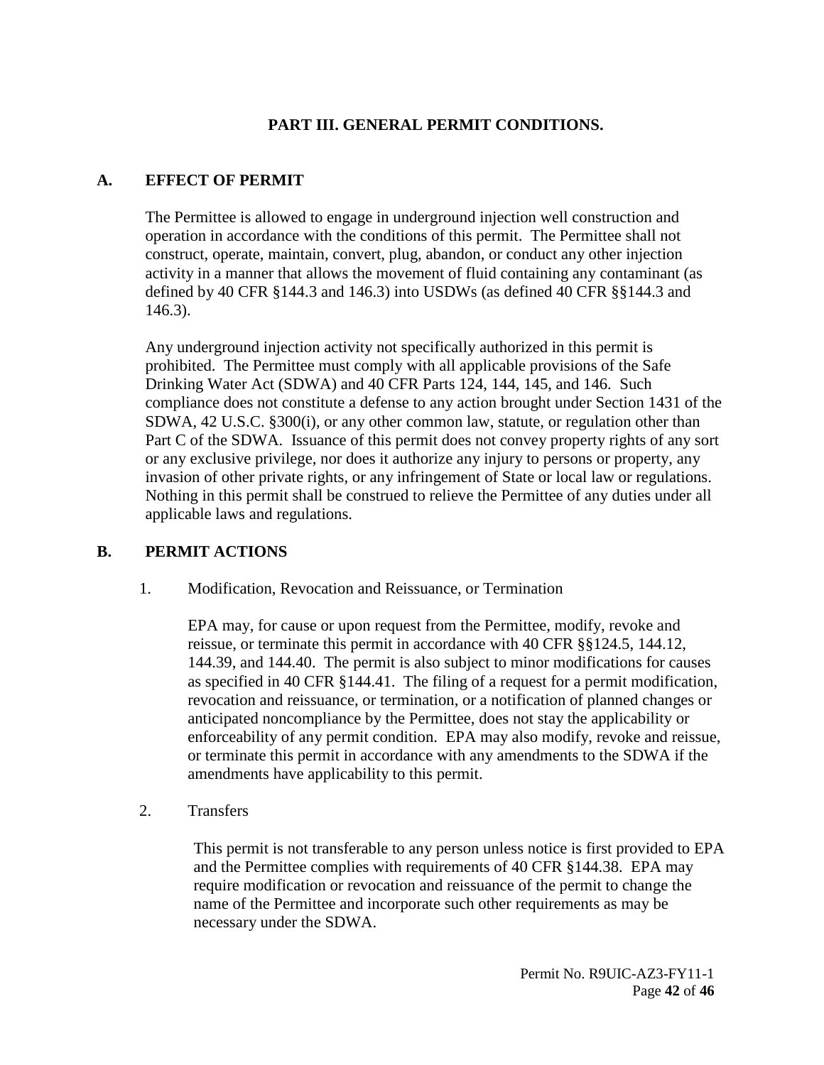# PART III. GENERAL PERMIT CONDITIONS.

## A. EFFECT OF PERMIT

The Permittee is allowed to engage in underground injection well construction and operation in accordance with the conditions of this permit. The Permittee shall not construct, operate, maintain, convert, plug, abandon, or conduct any other injection activity in a manner that allows the movement of fluid containing any contaminant (as defined by 40 CFR §144.3 and 146.3) into USDWs (as defined 40 CFR §§144.3 and 146.3).

Any underground injection activity not specifically authorized in this permit is prohibited. The Permittee must comply with all applicable provisions of the Safe Drinking Water Act (SDWA) and 40 CFR Parts 124, 144, 145, and 146. Such compliance does not constitute a defense to any action brought under Section 1431 of the SDWA, 42 U.S.C. §300(i), or any other common law, statute, or regulation other than Part C of the SDWA. Issuance of this permit does not convey property rights of any sort or any exclusive privilege, nor does it authorize any injury to persons or property, any invasion of other private rights, or any infringement of State or local law or regulations. Nothing in this permit shall be construed to relieve the Permittee of any duties under all applicable laws and regulations.

## B. PERMIT ACTIONS

1. Modification, Revocation and Reissuance, or Termination

   EPA may, for cause or upon request from the Permittee, modify, revoke and reissue, or terminate this permit in accordance with 40 CFR §§124.5, 144.12, 144.39, and 144.40. The permit is also subject to minor modifications for causes as specified in 40 CFR §144.41. The filing of a request for a permit modification, revocation and reissuance, or termination, or a notification of planned changes or anticipated noncompliance by the Permittee, does not stay the applicability or enforceability of any permit condition. EPA may also modify, revoke and reissue, or terminate this permit in accordance with any amendments to the SDWA if the amendments have applicability to this permit.

2. Transfers

   This permit is not transferable to any person unless notice is first provided to EPA and the Permittee complies with requirements of 40 CFR §144.38. EPA may require modification or revocation and reissuance of the permit to change the name of the Permittee and incorporate such other requirements as may be necessary under the SDWA.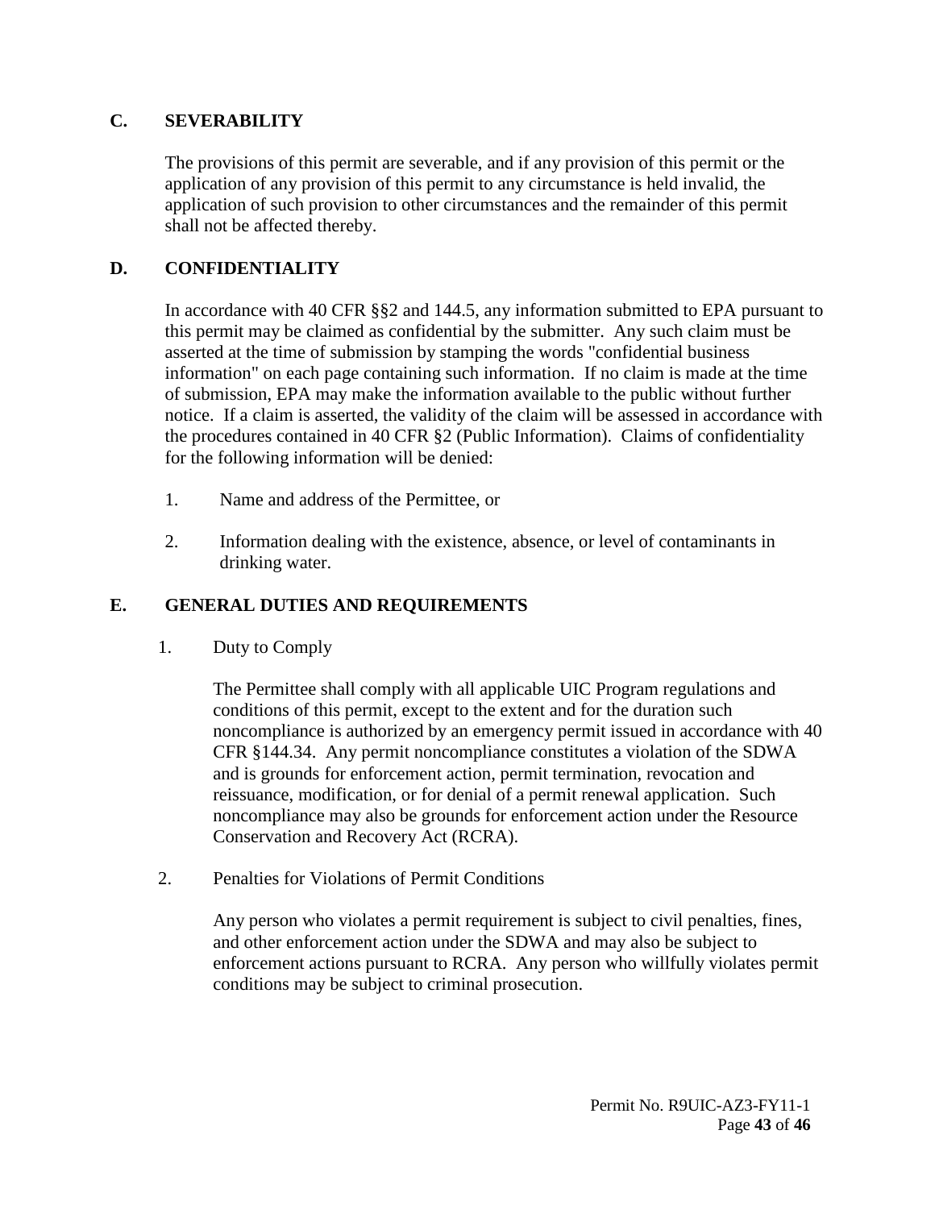## C. SEVERABILITY

The provisions of this permit are severable, and if any provision of this permit or the application of any provision of this permit to any circumstance is held invalid, the application of such provision to other circumstances and the remainder of this permit shall not be affected thereby.

## D. CONFIDENTIALITY

In accordance with 40 CFR §§2 and 144.5, any information submitted to EPA pursuant to this permit may be claimed as confidential by the submitter. Any such claim must be asserted at the time of submission by stamping the words "confidential business information" on each page containing such information. If no claim is made at the time of submission, EPA may make the information available to the public without further notice. If a claim is asserted, the validity of the claim will be assessed in accordance with the procedures contained in 40 CFR §2 (Public Information). Claims of confidentiality for the following information will be denied:

1. Name and address of the Permittee, or
2. Information dealing with the existence, absence, or level of contaminants in drinking water.

## E. GENERAL DUTIES AND REQUIREMENTS

1. Duty to Comply

   The Permittee shall comply with all applicable UIC Program regulations and conditions of this permit, except to the extent and for the duration such noncompliance is authorized by an emergency permit issued in accordance with 40 CFR §144.34. Any permit noncompliance constitutes a violation of the SDWA and is grounds for enforcement action, permit termination, revocation and reissuance, modification, or for denial of a permit renewal application. Such noncompliance may also be grounds for enforcement action under the Resource Conservation and Recovery Act (RCRA).

2. Penalties for Violations of Permit Conditions

   Any person who violates a permit requirement is subject to civil penalties, fines, and other enforcement action under the SDWA and may also be subject to enforcement actions pursuant to RCRA. Any person who willfully violates permit conditions may be subject to criminal prosecution.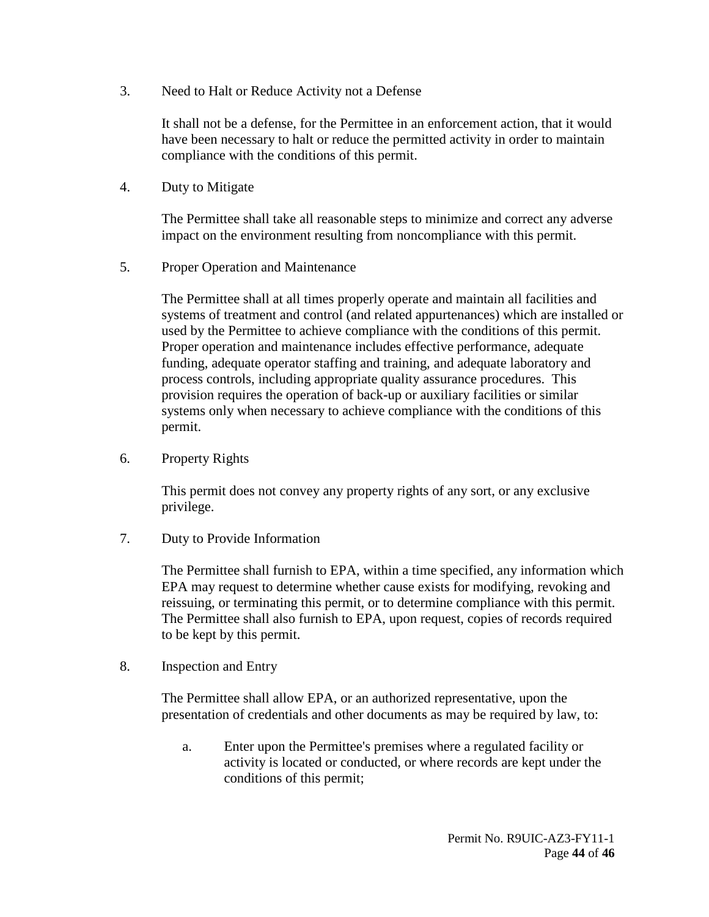3. Need to Halt or Reduce Activity not a Defense

   It shall not be a defense, for the Permittee in an enforcement action, that it would have been necessary to halt or reduce the permitted activity in order to maintain compliance with the conditions of this permit.

4. Duty to Mitigate

   The Permittee shall take all reasonable steps to minimize and correct any adverse impact on the environment resulting from noncompliance with this permit.

5. Proper Operation and Maintenance

   The Permittee shall at all times properly operate and maintain all facilities and systems of treatment and control (and related appurtenances) which are installed or used by the Permittee to achieve compliance with the conditions of this permit. Proper operation and maintenance includes effective performance, adequate funding, adequate operator staffing and training, and adequate laboratory and process controls, including appropriate quality assurance procedures. This provision requires the operation of back-up or auxiliary facilities or similar systems only when necessary to achieve compliance with the conditions of this permit.

6. Property Rights

   This permit does not convey any property rights of any sort, or any exclusive privilege.

7. Duty to Provide Information

   The Permittee shall furnish to EPA, within a time specified, any information which EPA may request to determine whether cause exists for modifying, revoking and reissuing, or terminating this permit, or to determine compliance with this permit. The Permittee shall also furnish to EPA, upon request, copies of records required to be kept by this permit.

8. Inspection and Entry

   The Permittee shall allow EPA, or an authorized representative, upon the presentation of credentials and other documents as may be required by law, to:

   a. Enter upon the Permittee's premises where a regulated facility or activity is located or conducted, or where records are kept under the conditions of this permit;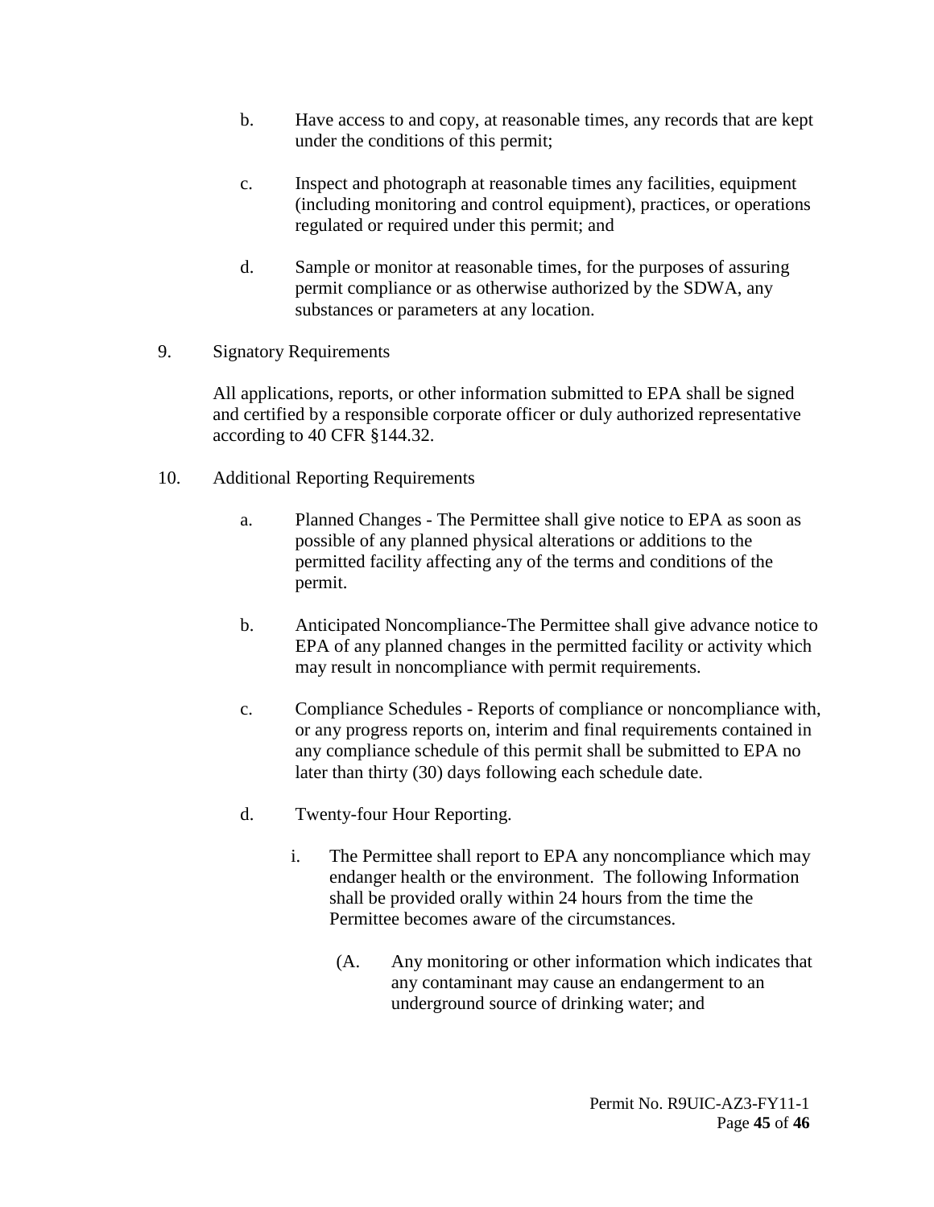b. Have access to and copy, at reasonable times, any records that are kept under the conditions of this permit;

c. Inspect and photograph at reasonable times any facilities, equipment (including monitoring and control equipment), practices, or operations regulated or required under this permit; and

d. Sample or monitor at reasonable times, for the purposes of assuring permit compliance or as otherwise authorized by the SDWA, any substances or parameters at any location.

9. Signatory Requirements

All applications, reports, or other information submitted to EPA shall be signed and certified by a responsible corporate officer or duly authorized representative according to 40 CFR §144.32.

10. Additional Reporting Requirements

a. Planned Changes - The Permittee shall give notice to EPA as soon as possible of any planned physical alterations or additions to the permitted facility affecting any of the terms and conditions of the permit.

b. Anticipated Noncompliance-The Permittee shall give advance notice to EPA of any planned changes in the permitted facility or activity which may result in noncompliance with permit requirements.

c. Compliance Schedules - Reports of compliance or noncompliance with, or any progress reports on, interim and final requirements contained in any compliance schedule of this permit shall be submitted to EPA no later than thirty (30) days following each schedule date.

d. Twenty-four Hour Reporting.

i. The Permittee shall report to EPA any noncompliance which may endanger health or the environment. The following Information shall be provided orally within 24 hours from the time the Permittee becomes aware of the circumstances.

(A. Any monitoring or other information which indicates that any contaminant may cause an endangerment to an underground source of drinking water; and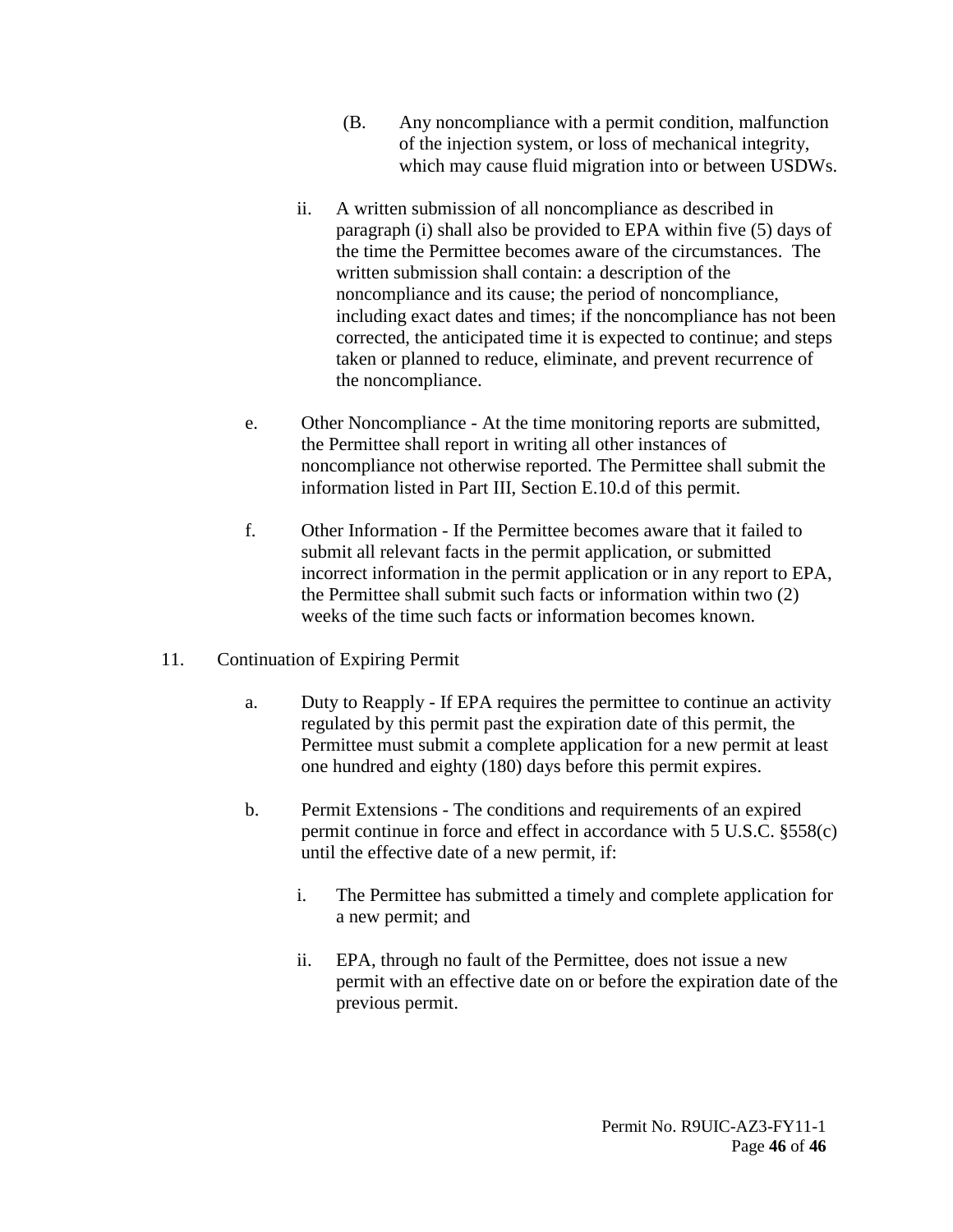(B. Any noncompliance with a permit condition, malfunction of the injection system, or loss of mechanical integrity, which may cause fluid migration into or between USDWs.

ii. A written submission of all noncompliance as described in paragraph (i) shall also be provided to EPA within five (5) days of the time the Permittee becomes aware of the circumstances. The written submission shall contain: a description of the noncompliance and its cause; the period of noncompliance, including exact dates and times; if the noncompliance has not been corrected, the anticipated time it is expected to continue; and steps taken or planned to reduce, eliminate, and prevent recurrence of the noncompliance.

e. Other Noncompliance - At the time monitoring reports are submitted, the Permittee shall report in writing all other instances of noncompliance not otherwise reported. The Permittee shall submit the information listed in Part III, Section E.10.d of this permit.

f. Other Information - If the Permittee becomes aware that it failed to submit all relevant facts in the permit application, or submitted incorrect information in the permit application or in any report to EPA, the Permittee shall submit such facts or information within two (2) weeks of the time such facts or information becomes known.

11. Continuation of Expiring Permit

a. Duty to Reapply - If EPA requires the permittee to continue an activity regulated by this permit past the expiration date of this permit, the Permittee must submit a complete application for a new permit at least one hundred and eighty (180) days before this permit expires.

b. Permit Extensions - The conditions and requirements of an expired permit continue in force and effect in accordance with 5 U.S.C. §558(c) until the effective date of a new permit, if:

i. The Permittee has submitted a timely and complete application for a new permit; and

ii. EPA, through no fault of the Permittee, does not issue a new permit with an effective date on or before the expiration date of the previous permit.